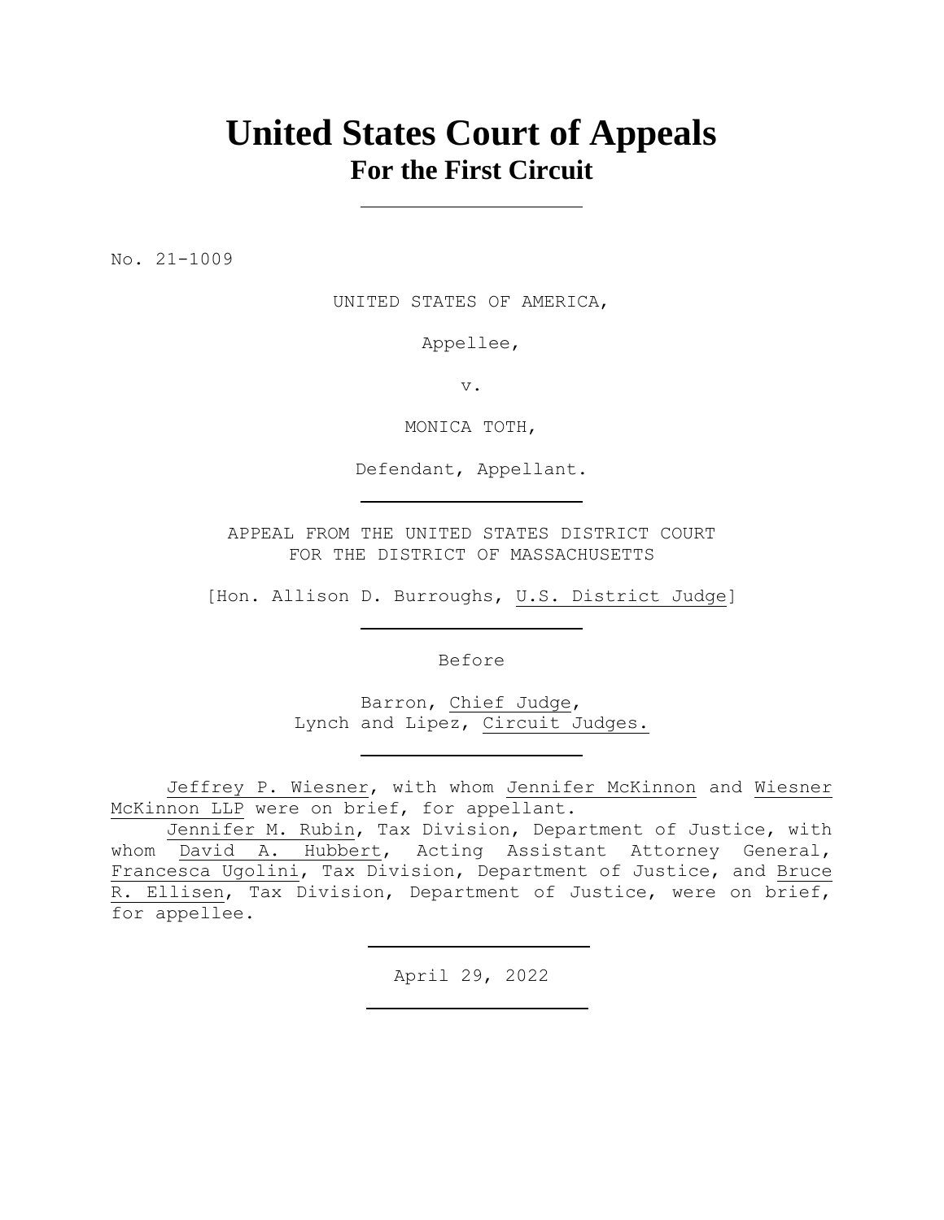# United States Court of Appeals
## For the First Circuit

---

No. 21-1009

UNITED STATES OF AMERICA,

Appellee,

v.

MONICA TOTH,

Defendant, Appellant.

---

APPEAL FROM THE UNITED STATES DISTRICT COURT
FOR THE DISTRICT OF MASSACHUSETTS

[Hon. Allison D. Burroughs, U.S. District Judge]

---

Before

Barron, Chief Judge,
Lynch and Lipez, Circuit Judges.

---

Jeffrey P. Wiesner, with whom Jennifer McKinnon and Wiesner McKinnon LLP were on brief, for appellant.

Jennifer M. Rubin, Tax Division, Department of Justice, with whom David A. Hubbert, Acting Assistant Attorney General, Francesca Ugolini, Tax Division, Department of Justice, and Bruce R. Ellisen, Tax Division, Department of Justice, were on brief, for appellee.

---

April 29, 2022

---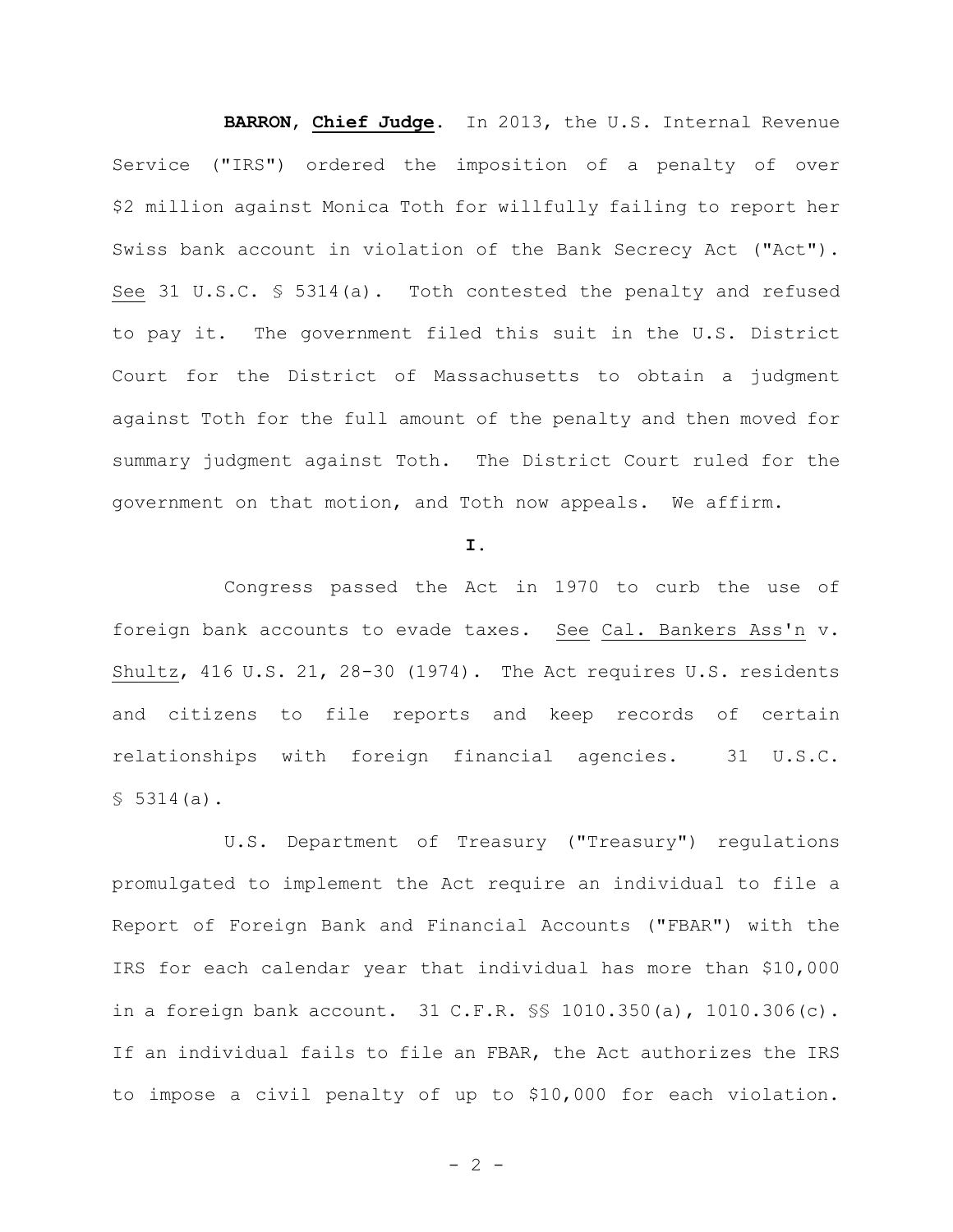**BARRON**, **Chief Judge**. In 2013, the U.S. Internal Revenue Service ("IRS") ordered the imposition of a penalty of over $2 million against Monica Toth for willfully failing to report her Swiss bank account in violation of the Bank Secrecy Act ("Act"). See 31 U.S.C. § 5314(a). Toth contested the penalty and refused to pay it. The government filed this suit in the U.S. District Court for the District of Massachusetts to obtain a judgment against Toth for the full amount of the penalty and then moved for summary judgment against Toth. The District Court ruled for the government on that motion, and Toth now appeals. We affirm.

## I.

Congress passed the Act in 1970 to curb the use of foreign bank accounts to evade taxes. See Cal. Bankers Ass'n v. Shultz, 416 U.S. 21, 28-30 (1974). The Act requires U.S. residents and citizens to file reports and keep records of certain relationships with foreign financial agencies. 31 U.S.C. § 5314(a).

U.S. Department of Treasury ("Treasury") regulations promulgated to implement the Act require an individual to file a Report of Foreign Bank and Financial Accounts ("FBAR") with the IRS for each calendar year that individual has more than $10,000 in a foreign bank account. 31 C.F.R. §§ 1010.350(a), 1010.306(c). If an individual fails to file an FBAR, the Act authorizes the IRS to impose a civil penalty of up to $10,000 for each violation.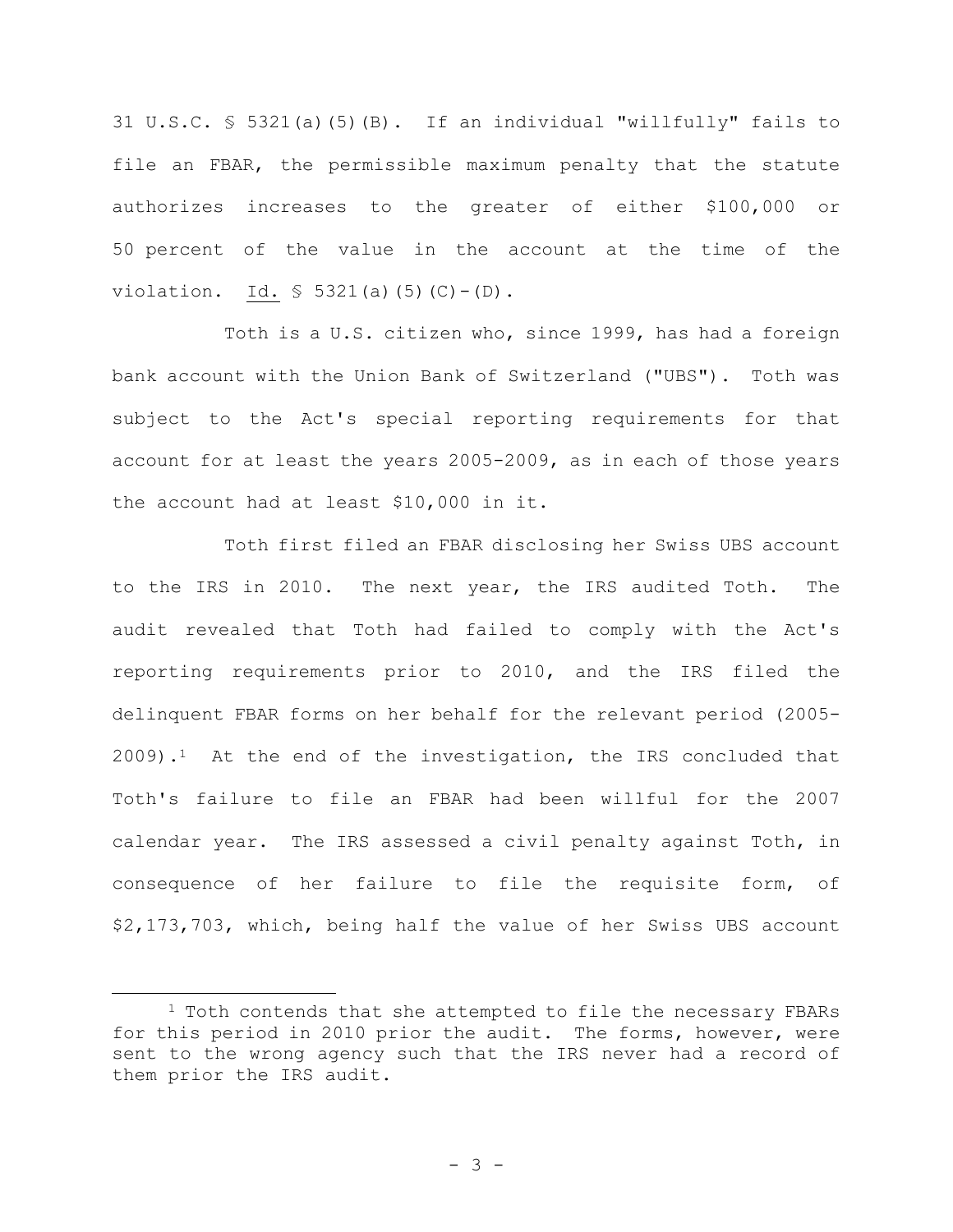31 U.S.C. § 5321(a)(5)(B). If an individual "willfully" fails to file an FBAR, the permissible maximum penalty that the statute authorizes increases to the greater of either $100,000 or 50 percent of the value in the account at the time of the violation. Id. § 5321(a)(5)(C)-(D).

Toth is a U.S. citizen who, since 1999, has had a foreign bank account with the Union Bank of Switzerland ("UBS"). Toth was subject to the Act's special reporting requirements for that account for at least the years 2005-2009, as in each of those years the account had at least $10,000 in it.

Toth first filed an FBAR disclosing her Swiss UBS account to the IRS in 2010. The next year, the IRS audited Toth. The audit revealed that Toth had failed to comply with the Act's reporting requirements prior to 2010, and the IRS filed the delinquent FBAR forms on her behalf for the relevant period (2005-2009).[1] At the end of the investigation, the IRS concluded that Toth's failure to file an FBAR had been willful for the 2007 calendar year. The IRS assessed a civil penalty against Toth, in consequence of her failure to file the requisite form, of $2,173,703, which, being half the value of her Swiss UBS account

[1] Toth contends that she attempted to file the necessary FBARs for this period in 2010 prior the audit. The forms, however, were sent to the wrong agency such that the IRS never had a record of them prior the IRS audit.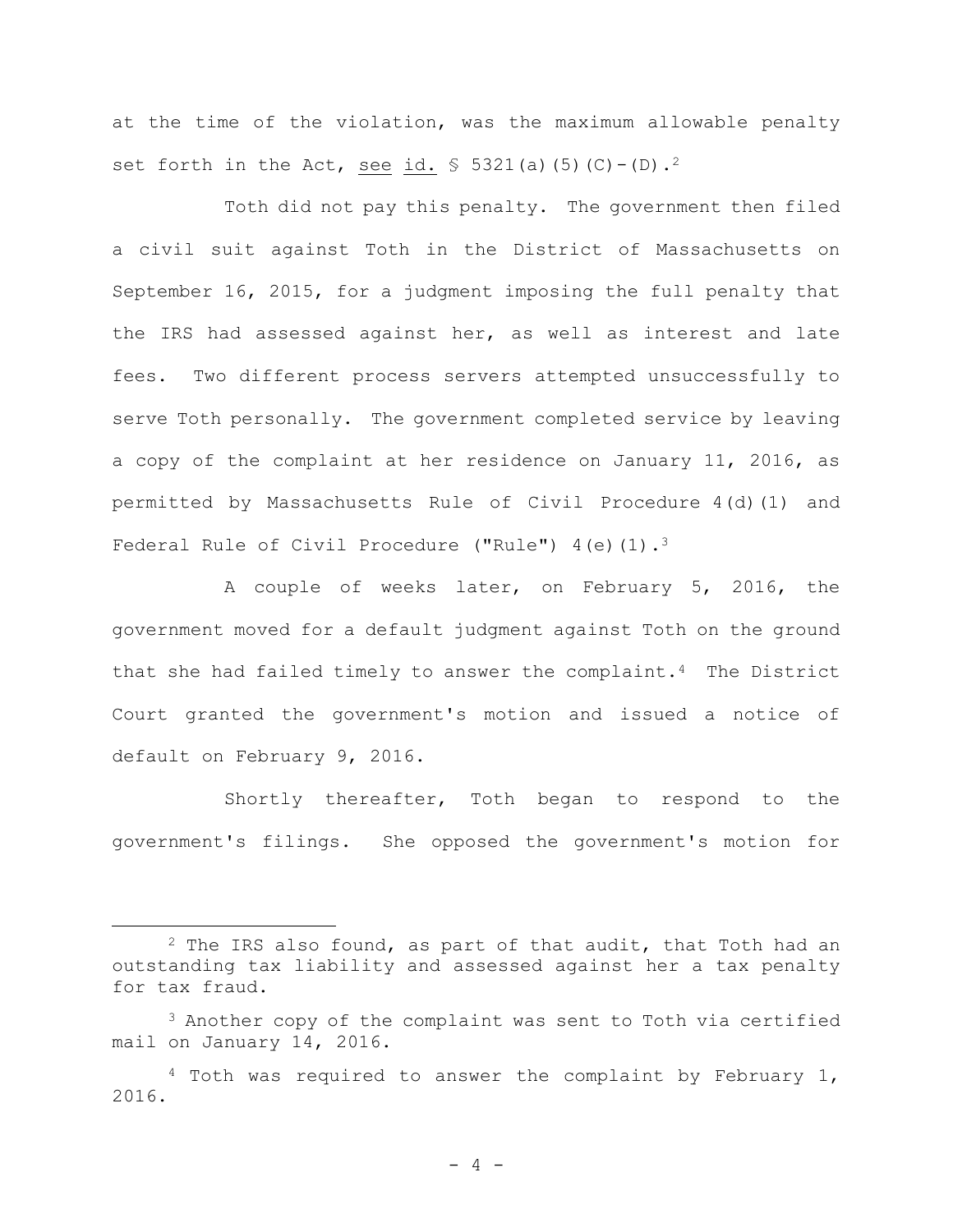at the time of the violation, was the maximum allowable penalty set forth in the Act, see id. § 5321(a)(5)(C)-(D).[2]

Toth did not pay this penalty. The government then filed a civil suit against Toth in the District of Massachusetts on September 16, 2015, for a judgment imposing the full penalty that the IRS had assessed against her, as well as interest and late fees. Two different process servers attempted unsuccessfully to serve Toth personally. The government completed service by leaving a copy of the complaint at her residence on January 11, 2016, as permitted by Massachusetts Rule of Civil Procedure 4(d)(1) and Federal Rule of Civil Procedure ("Rule") 4(e)(1).[3]

A couple of weeks later, on February 5, 2016, the government moved for a default judgment against Toth on the ground that she had failed timely to answer the complaint.[4] The District Court granted the government's motion and issued a notice of default on February 9, 2016.

Shortly thereafter, Toth began to respond to the government's filings. She opposed the government's motion for

---

[2] The IRS also found, as part of that audit, that Toth had an outstanding tax liability and assessed against her a tax penalty for tax fraud.

[3] Another copy of the complaint was sent to Toth via certified mail on January 14, 2016.

[4] Toth was required to answer the complaint by February 1, 2016.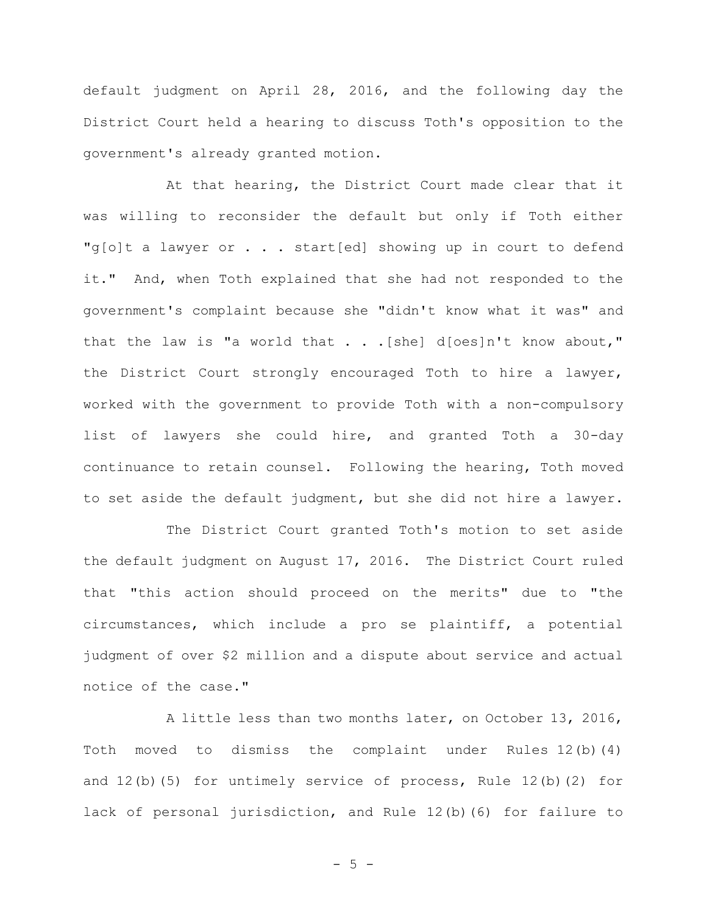default judgment on April 28, 2016, and the following day the District Court held a hearing to discuss Toth's opposition to the government's already granted motion.

At that hearing, the District Court made clear that it was willing to reconsider the default but only if Toth either "g[o]t a lawyer or . . . start[ed] showing up in court to defend it." And, when Toth explained that she had not responded to the government's complaint because she "didn't know what it was" and that the law is "a world that . . .[she] d[oes]n't know about," the District Court strongly encouraged Toth to hire a lawyer, worked with the government to provide Toth with a non-compulsory list of lawyers she could hire, and granted Toth a 30-day continuance to retain counsel. Following the hearing, Toth moved to set aside the default judgment, but she did not hire a lawyer.

The District Court granted Toth's motion to set aside the default judgment on August 17, 2016. The District Court ruled that "this action should proceed on the merits" due to "the circumstances, which include a pro se plaintiff, a potential judgment of over $2 million and a dispute about service and actual notice of the case."

A little less than two months later, on October 13, 2016, Toth moved to dismiss the complaint under Rules 12(b)(4) and 12(b)(5) for untimely service of process, Rule 12(b)(2) for lack of personal jurisdiction, and Rule 12(b)(6) for failure to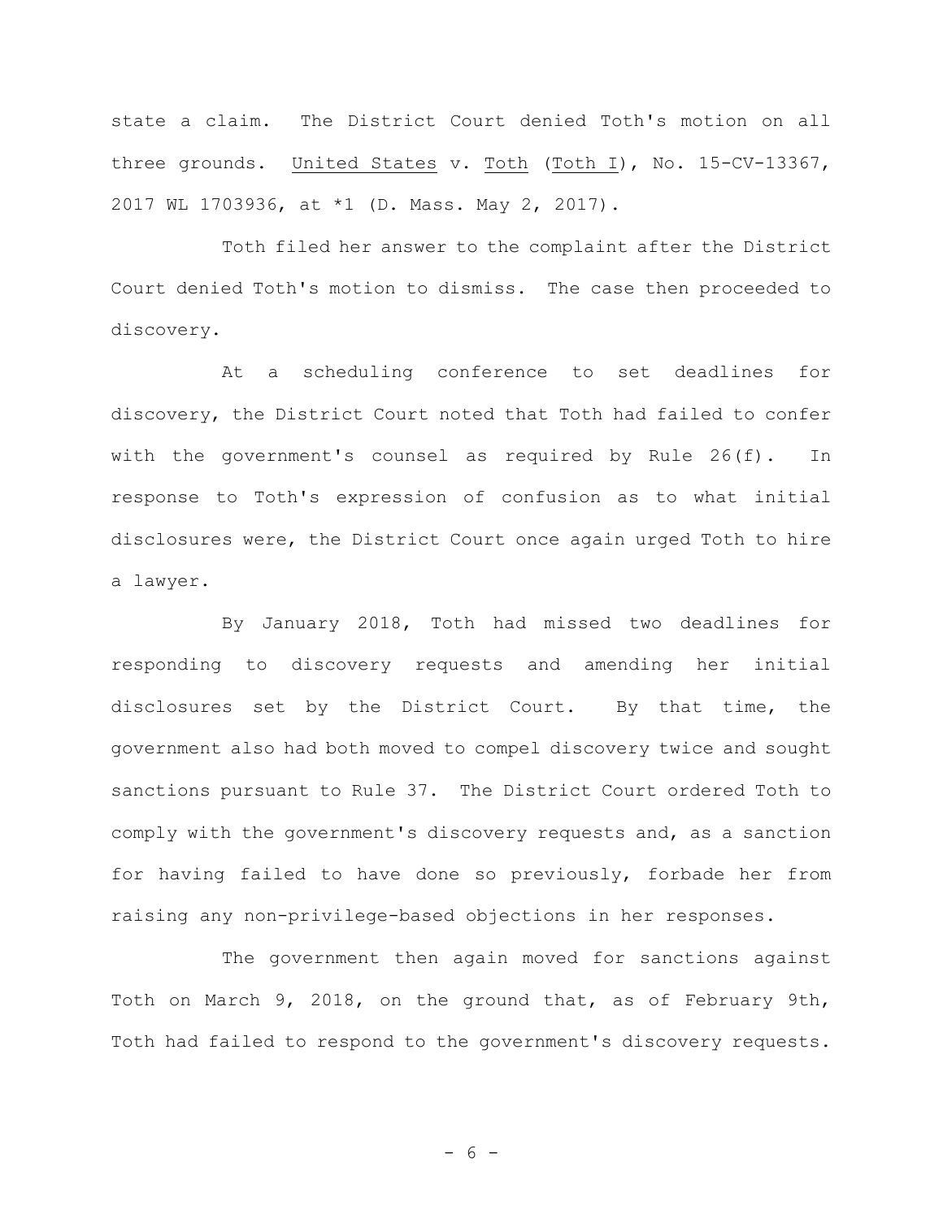state a claim. The District Court denied Toth's motion on all three grounds. United States v. Toth (Toth I), No. 15-CV-13367, 2017 WL 1703936, at *1 (D. Mass. May 2, 2017).

Toth filed her answer to the complaint after the District Court denied Toth's motion to dismiss. The case then proceeded to discovery.

At a scheduling conference to set deadlines for discovery, the District Court noted that Toth had failed to confer with the government's counsel as required by Rule 26(f). In response to Toth's expression of confusion as to what initial disclosures were, the District Court once again urged Toth to hire a lawyer.

By January 2018, Toth had missed two deadlines for responding to discovery requests and amending her initial disclosures set by the District Court. By that time, the government also had both moved to compel discovery twice and sought sanctions pursuant to Rule 37. The District Court ordered Toth to comply with the government's discovery requests and, as a sanction for having failed to have done so previously, forbade her from raising any non-privilege-based objections in her responses.

The government then again moved for sanctions against Toth on March 9, 2018, on the ground that, as of February 9th, Toth had failed to respond to the government's discovery requests.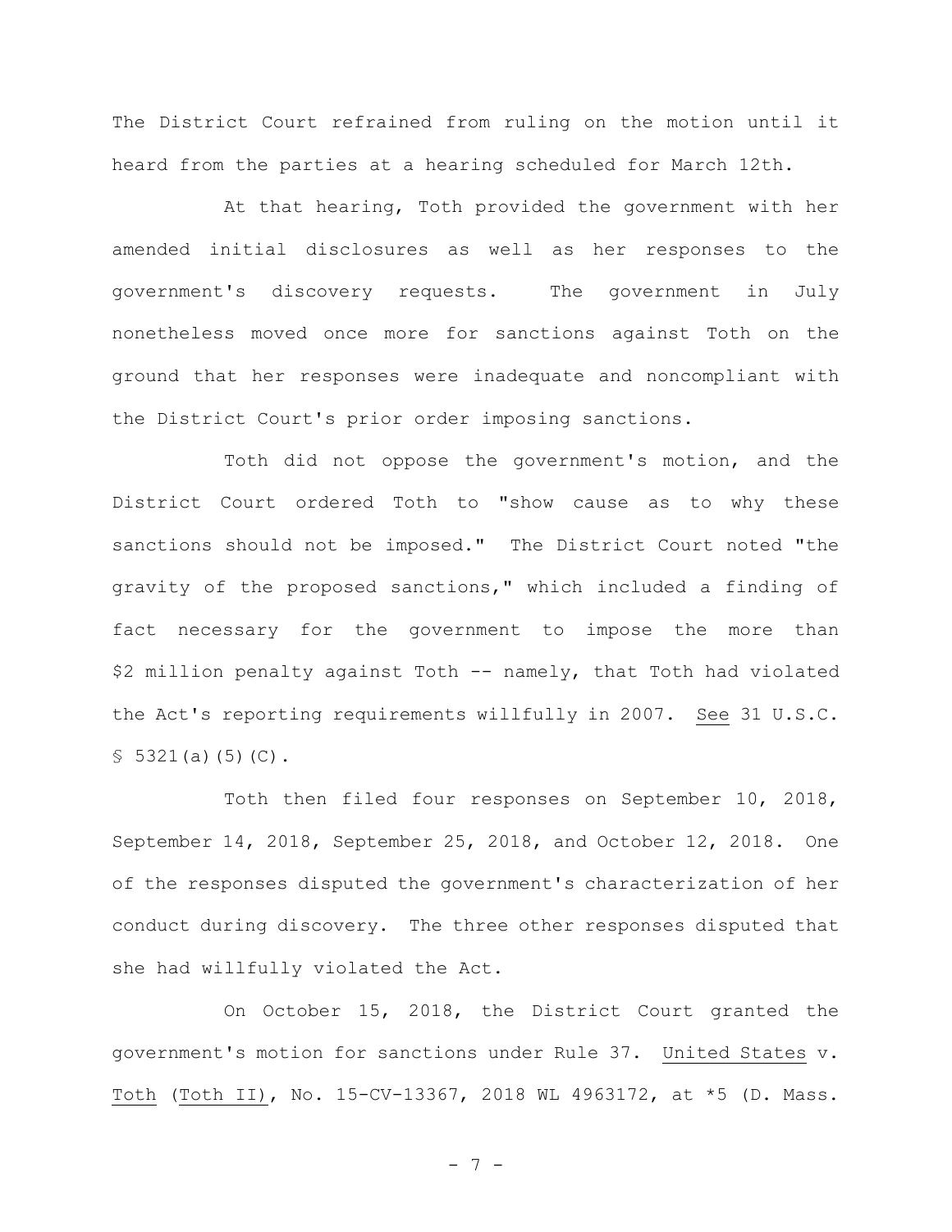The District Court refrained from ruling on the motion until it heard from the parties at a hearing scheduled for March 12th.

At that hearing, Toth provided the government with her amended initial disclosures as well as her responses to the government's discovery requests. The government in July nonetheless moved once more for sanctions against Toth on the ground that her responses were inadequate and noncompliant with the District Court's prior order imposing sanctions.

Toth did not oppose the government's motion, and the District Court ordered Toth to "show cause as to why these sanctions should not be imposed." The District Court noted "the gravity of the proposed sanctions," which included a finding of fact necessary for the government to impose the more than $2 million penalty against Toth -- namely, that Toth had violated the Act's reporting requirements willfully in 2007. _See_ 31 U.S.C. § 5321(a)(5)(C).

Toth then filed four responses on September 10, 2018, September 14, 2018, September 25, 2018, and October 12, 2018. One of the responses disputed the government's characterization of her conduct during discovery. The three other responses disputed that she had willfully violated the Act.

On October 15, 2018, the District Court granted the government's motion for sanctions under Rule 37. _United States_ v. _Toth_ (_Toth II_), No. 15-CV-13367, 2018 WL 4963172, at *5 (D. Mass.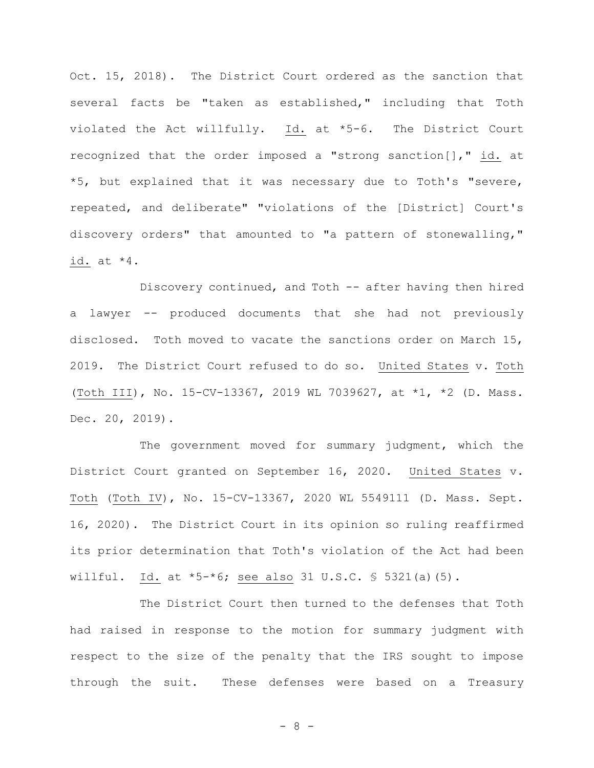Oct. 15, 2018). The District Court ordered as the sanction that several facts be "taken as established," including that Toth violated the Act willfully. Id. at *5-6. The District Court recognized that the order imposed a "strong sanction[]," id. at *5, but explained that it was necessary due to Toth's "severe, repeated, and deliberate" "violations of the [District] Court's discovery orders" that amounted to "a pattern of stonewalling," id. at *4.

Discovery continued, and Toth -- after having then hired a lawyer -- produced documents that she had not previously disclosed. Toth moved to vacate the sanctions order on March 15, 2019. The District Court refused to do so. United States v. Toth (Toth III), No. 15-CV-13367, 2019 WL 7039627, at *1, *2 (D. Mass. Dec. 20, 2019).

The government moved for summary judgment, which the District Court granted on September 16, 2020. United States v. Toth (Toth IV), No. 15-CV-13367, 2020 WL 5549111 (D. Mass. Sept. 16, 2020). The District Court in its opinion so ruling reaffirmed its prior determination that Toth's violation of the Act had been willful. Id. at *5-*6; see also 31 U.S.C. § 5321(a)(5).

The District Court then turned to the defenses that Toth had raised in response to the motion for summary judgment with respect to the size of the penalty that the IRS sought to impose through the suit. These defenses were based on a Treasury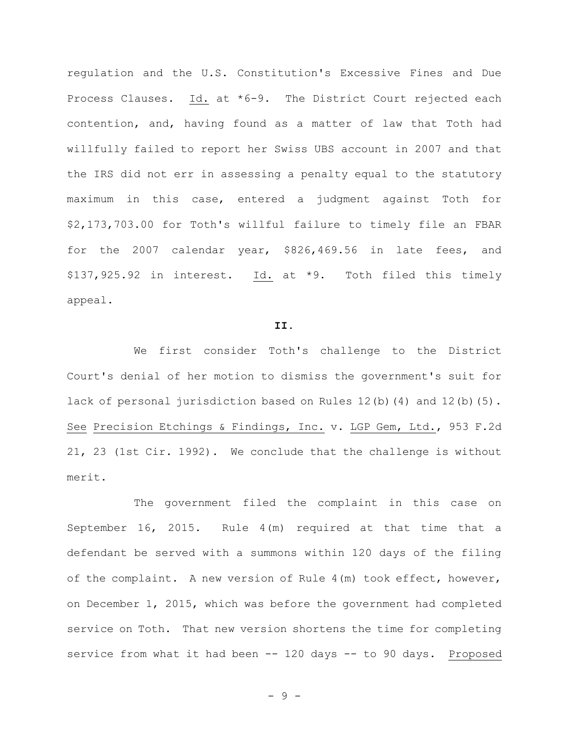regulation and the U.S. Constitution's Excessive Fines and Due Process Clauses. Id. at *6-9. The District Court rejected each contention, and, having found as a matter of law that Toth had willfully failed to report her Swiss UBS account in 2007 and that the IRS did not err in assessing a penalty equal to the statutory maximum in this case, entered a judgment against Toth for $2,173,703.00 for Toth's willful failure to timely file an FBAR for the 2007 calendar year, $826,469.56 in late fees, and $137,925.92 in interest. Id. at *9. Toth filed this timely appeal.

**II.**

We first consider Toth's challenge to the District Court's denial of her motion to dismiss the government's suit for lack of personal jurisdiction based on Rules 12(b)(4) and 12(b)(5). See Precision Etchings & Findings, Inc. v. LGP Gem, Ltd., 953 F.2d 21, 23 (1st Cir. 1992). We conclude that the challenge is without merit.

The government filed the complaint in this case on September 16, 2015. Rule 4(m) required at that time that a defendant be served with a summons within 120 days of the filing of the complaint. A new version of Rule 4(m) took effect, however, on December 1, 2015, which was before the government had completed service on Toth. That new version shortens the time for completing service from what it had been -- 120 days -- to 90 days. Proposed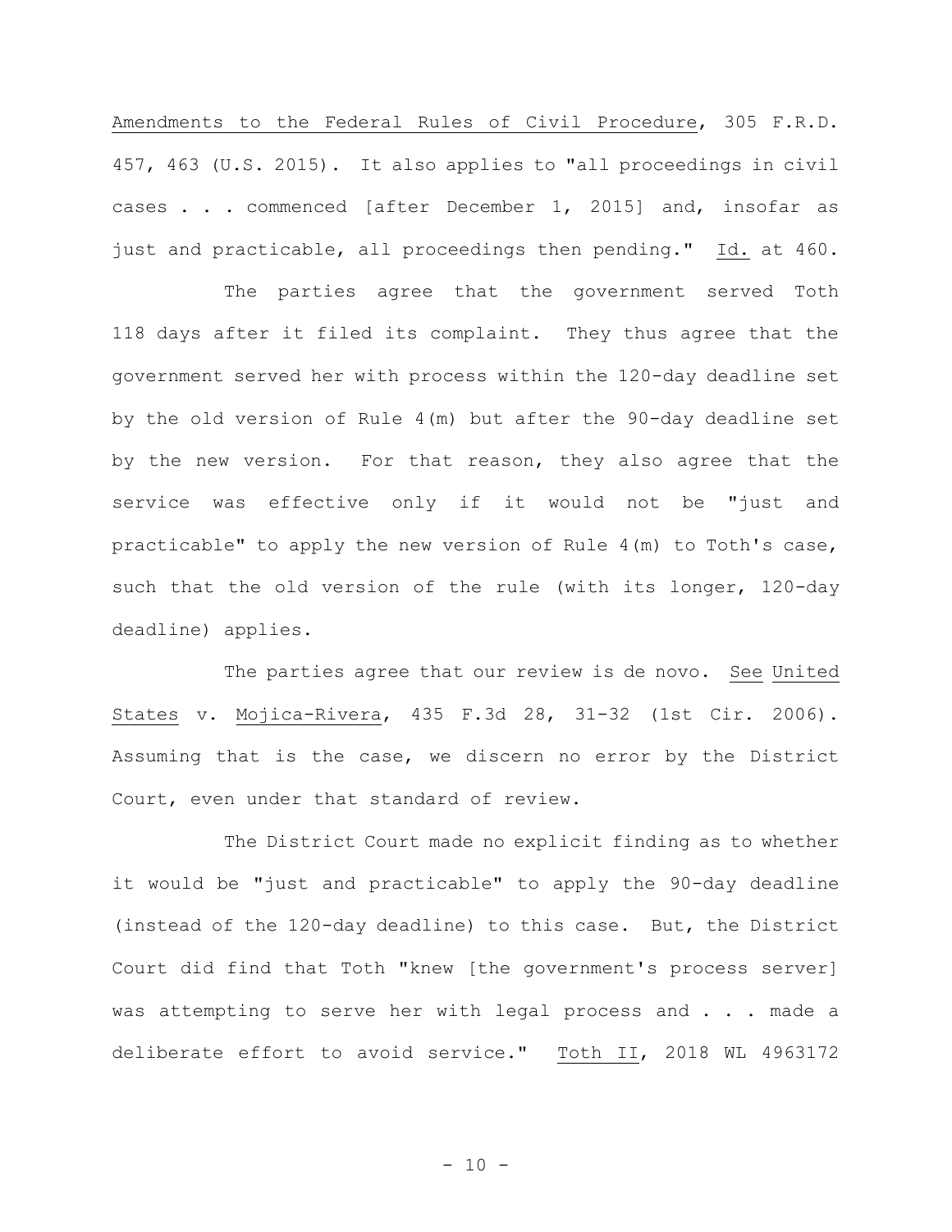Amendments to the Federal Rules of Civil Procedure, 305 F.R.D. 457, 463 (U.S. 2015). It also applies to "all proceedings in civil cases . . . commenced [after December 1, 2015] and, insofar as just and practicable, all proceedings then pending." Id. at 460.

The parties agree that the government served Toth 118 days after it filed its complaint. They thus agree that the government served her with process within the 120-day deadline set by the old version of Rule 4(m) but after the 90-day deadline set by the new version. For that reason, they also agree that the service was effective only if it would not be "just and practicable" to apply the new version of Rule 4(m) to Toth's case, such that the old version of the rule (with its longer, 120-day deadline) applies.

The parties agree that our review is de novo. See United States v. Mojica-Rivera, 435 F.3d 28, 31-32 (1st Cir. 2006). Assuming that is the case, we discern no error by the District Court, even under that standard of review.

The District Court made no explicit finding as to whether it would be "just and practicable" to apply the 90-day deadline (instead of the 120-day deadline) to this case. But, the District Court did find that Toth "knew [the government's process server] was attempting to serve her with legal process and . . . made a deliberate effort to avoid service." Toth II, 2018 WL 4963172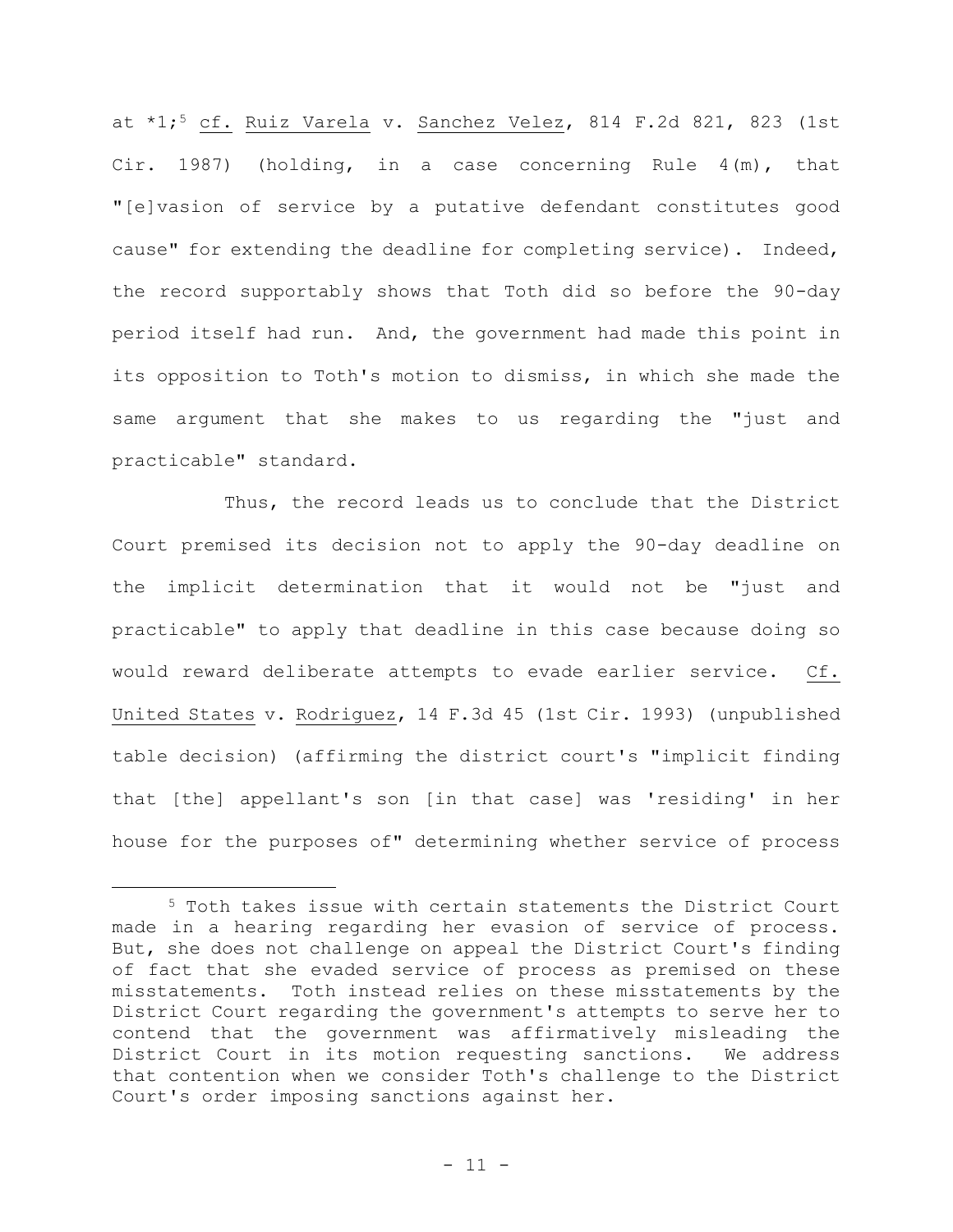at *1;[5] cf. Ruiz Varela v. Sanchez Velez, 814 F.2d 821, 823 (1st Cir. 1987) (holding, in a case concerning Rule 4(m), that "[e]vasion of service by a putative defendant constitutes good cause" for extending the deadline for completing service). Indeed, the record supportably shows that Toth did so before the 90-day period itself had run. And, the government had made this point in its opposition to Toth's motion to dismiss, in which she made the same argument that she makes to us regarding the "just and practicable" standard.

Thus, the record leads us to conclude that the District Court premised its decision not to apply the 90-day deadline on the implicit determination that it would not be "just and practicable" to apply that deadline in this case because doing so would reward deliberate attempts to evade earlier service. Cf. United States v. Rodriguez, 14 F.3d 45 (1st Cir. 1993) (unpublished table decision) (affirming the district court's "implicit finding that [the] appellant's son [in that case] was 'residing' in her house for the purposes of" determining whether service of process

[5] Toth takes issue with certain statements the District Court made in a hearing regarding her evasion of service of process. But, she does not challenge on appeal the District Court's finding of fact that she evaded service of process as premised on these misstatements. Toth instead relies on these misstatements by the District Court regarding the government's attempts to serve her to contend that the government was affirmatively misleading the District Court in its motion requesting sanctions. We address that contention when we consider Toth's challenge to the District Court's order imposing sanctions against her.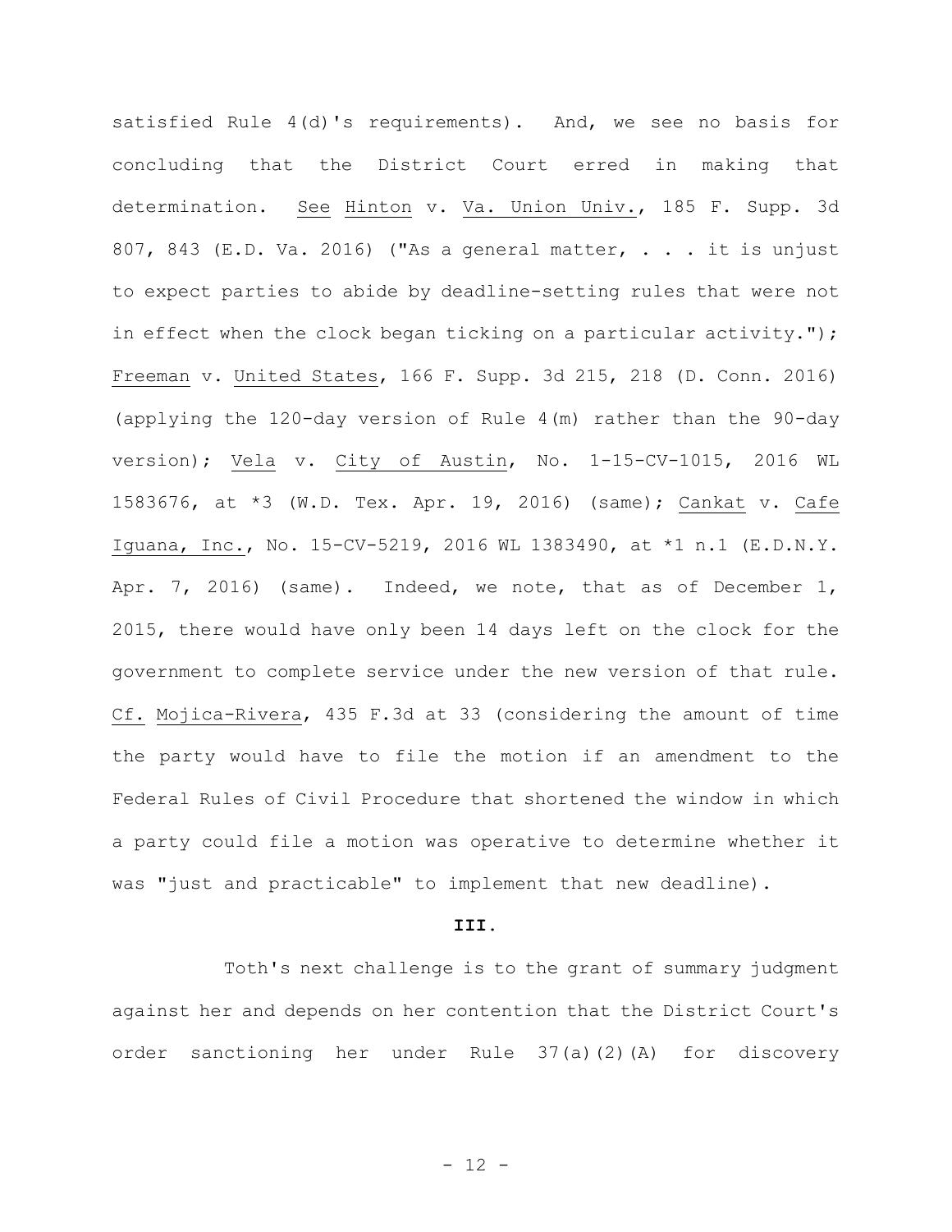satisfied Rule 4(d)'s requirements). And, we see no basis for concluding that the District Court erred in making that determination. See Hinton v. Va. Union Univ., 185 F. Supp. 3d 807, 843 (E.D. Va. 2016) ("As a general matter, . . . it is unjust to expect parties to abide by deadline-setting rules that were not in effect when the clock began ticking on a particular activity."); Freeman v. United States, 166 F. Supp. 3d 215, 218 (D. Conn. 2016) (applying the 120-day version of Rule 4(m) rather than the 90-day version); Vela v. City of Austin, No. 1-15-CV-1015, 2016 WL 1583676, at *3 (W.D. Tex. Apr. 19, 2016) (same); Cankat v. Cafe Iguana, Inc., No. 15-CV-5219, 2016 WL 1383490, at *1 n.1 (E.D.N.Y. Apr. 7, 2016) (same). Indeed, we note, that as of December 1, 2015, there would have only been 14 days left on the clock for the government to complete service under the new version of that rule. Cf. Mojica-Rivera, 435 F.3d at 33 (considering the amount of time the party would have to file the motion if an amendment to the Federal Rules of Civil Procedure that shortened the window in which a party could file a motion was operative to determine whether it was "just and practicable" to implement that new deadline).

## III.

Toth's next challenge is to the grant of summary judgment against her and depends on her contention that the District Court's order sanctioning her under Rule 37(a)(2)(A) for discovery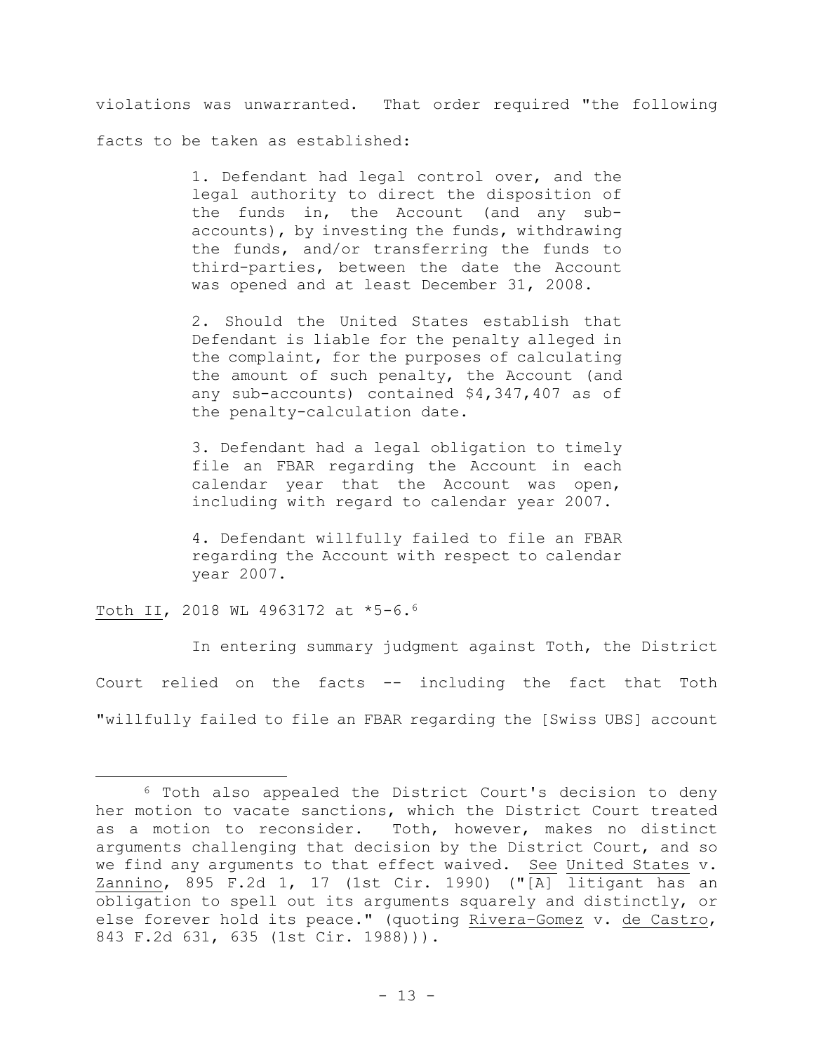violations was unwarranted. That order required "the following facts to be taken as established:

> 1. Defendant had legal control over, and the legal authority to direct the disposition of the funds in, the Account (and any sub-accounts), by investing the funds, withdrawing the funds, and/or transferring the funds to third-parties, between the date the Account was opened and at least December 31, 2008.
>
> 2. Should the United States establish that Defendant is liable for the penalty alleged in the complaint, for the purposes of calculating the amount of such penalty, the Account (and any sub-accounts) contained $4,347,407 as of the penalty-calculation date.
>
> 3. Defendant had a legal obligation to timely file an FBAR regarding the Account in each calendar year that the Account was open, including with regard to calendar year 2007.
>
> 4. Defendant willfully failed to file an FBAR regarding the Account with respect to calendar year 2007.

Toth II, 2018 WL 4963172 at *5-6.[6]

In entering summary judgment against Toth, the District Court relied on the facts -- including the fact that Toth "willfully failed to file an FBAR regarding the [Swiss UBS] account

---

[6] Toth also appealed the District Court's decision to deny her motion to vacate sanctions, which the District Court treated as a motion to reconsider. Toth, however, makes no distinct arguments challenging that decision by the District Court, and so we find any arguments to that effect waived. See United States v. Zannino, 895 F.2d 1, 17 (1st Cir. 1990) ("[A] litigant has an obligation to spell out its arguments squarely and distinctly, or else forever hold its peace." (quoting Rivera-Gomez v. de Castro, 843 F.2d 631, 635 (1st Cir. 1988))).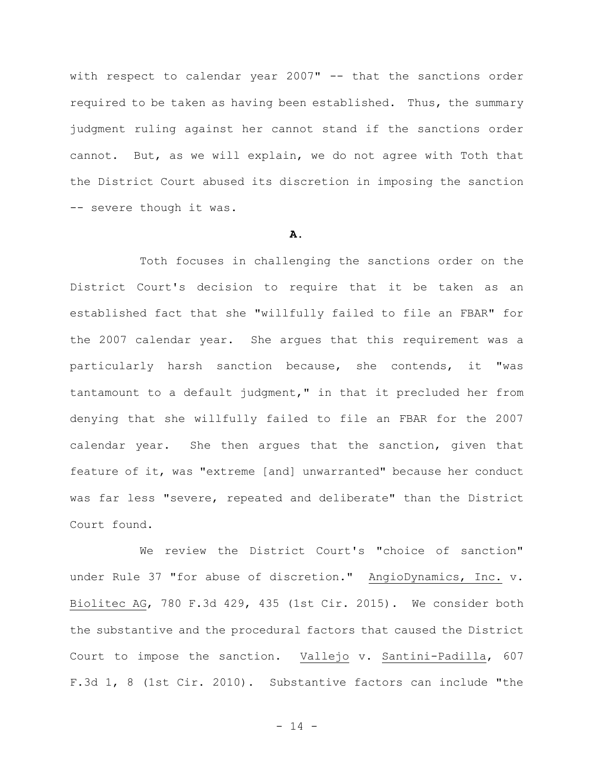with respect to calendar year 2007" -- that the sanctions order required to be taken as having been established. Thus, the summary judgment ruling against her cannot stand if the sanctions order cannot. But, as we will explain, we do not agree with Toth that the District Court abused its discretion in imposing the sanction -- severe though it was.

**A.**

Toth focuses in challenging the sanctions order on the District Court's decision to require that it be taken as an established fact that she "willfully failed to file an FBAR" for the 2007 calendar year. She argues that this requirement was a particularly harsh sanction because, she contends, it "was tantamount to a default judgment," in that it precluded her from denying that she willfully failed to file an FBAR for the 2007 calendar year. She then argues that the sanction, given that feature of it, was "extreme [and] unwarranted" because her conduct was far less "severe, repeated and deliberate" than the District Court found.

We review the District Court's "choice of sanction" under Rule 37 "for abuse of discretion." <u>AngioDynamics, Inc.</u> v. <u>Biolitec AG</u>, 780 F.3d 429, 435 (1st Cir. 2015). We consider both the substantive and the procedural factors that caused the District Court to impose the sanction. <u>Vallejo</u> v. <u>Santini-Padilla</u>, 607 F.3d 1, 8 (1st Cir. 2010). Substantive factors can include "the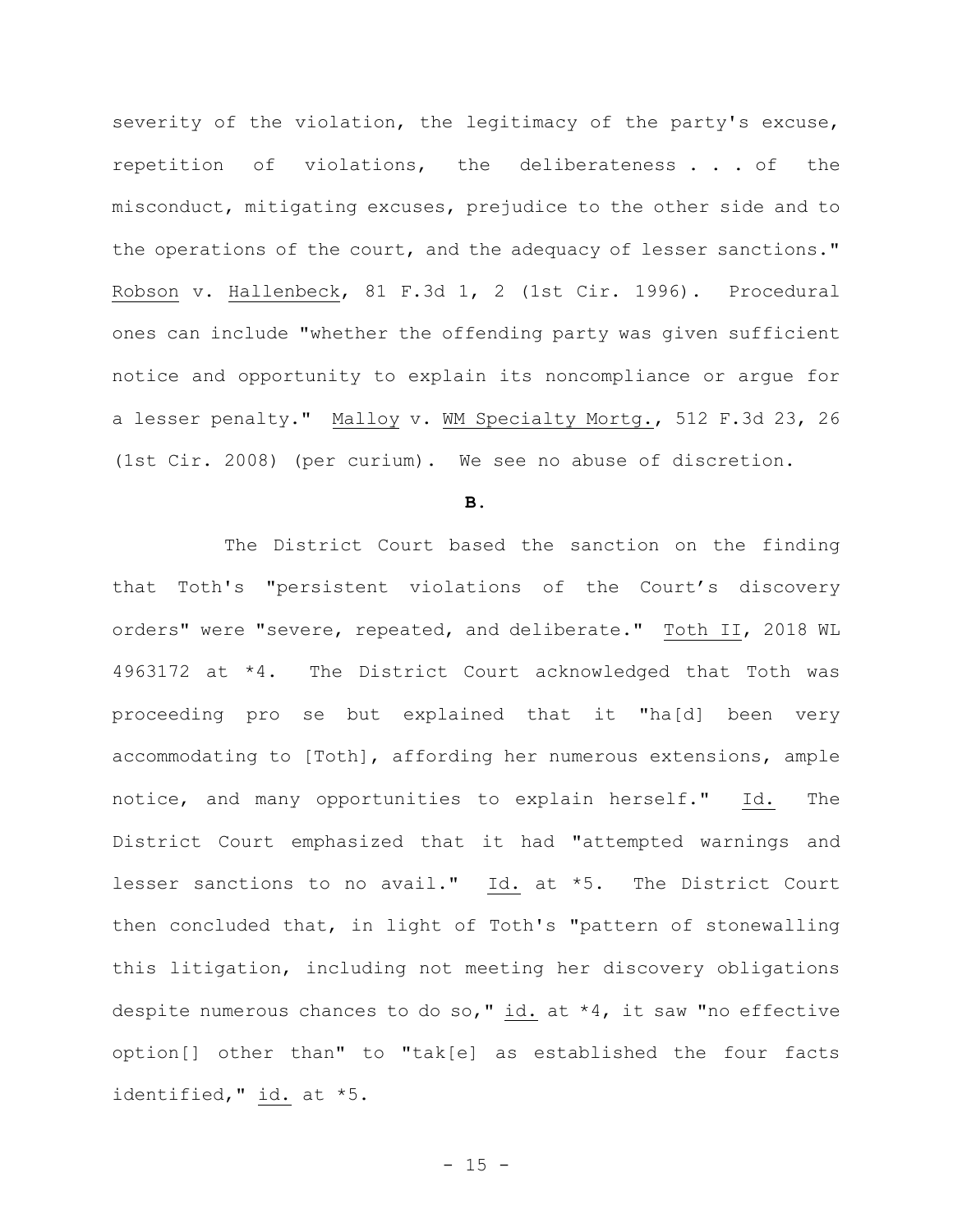severity of the violation, the legitimacy of the party's excuse, repetition of violations, the deliberateness . . . of the misconduct, mitigating excuses, prejudice to the other side and to the operations of the court, and the adequacy of lesser sanctions." Robson v. Hallenbeck, 81 F.3d 1, 2 (1st Cir. 1996). Procedural ones can include "whether the offending party was given sufficient notice and opportunity to explain its noncompliance or argue for a lesser penalty." Malloy v. WM Specialty Mortg., 512 F.3d 23, 26 (1st Cir. 2008) (per curiam). We see no abuse of discretion.

**B.**

The District Court based the sanction on the finding that Toth's "persistent violations of the Court's discovery orders" were "severe, repeated, and deliberate." Toth II, 2018 WL 4963172 at *4. The District Court acknowledged that Toth was proceeding pro se but explained that it "ha[d] been very accommodating to [Toth], affording her numerous extensions, ample notice, and many opportunities to explain herself." Id. The District Court emphasized that it had "attempted warnings and lesser sanctions to no avail." Id. at *5. The District Court then concluded that, in light of Toth's "pattern of stonewalling this litigation, including not meeting her discovery obligations despite numerous chances to do so," id. at *4, it saw "no effective option[] other than" to "tak[e] as established the four facts identified," id. at *5.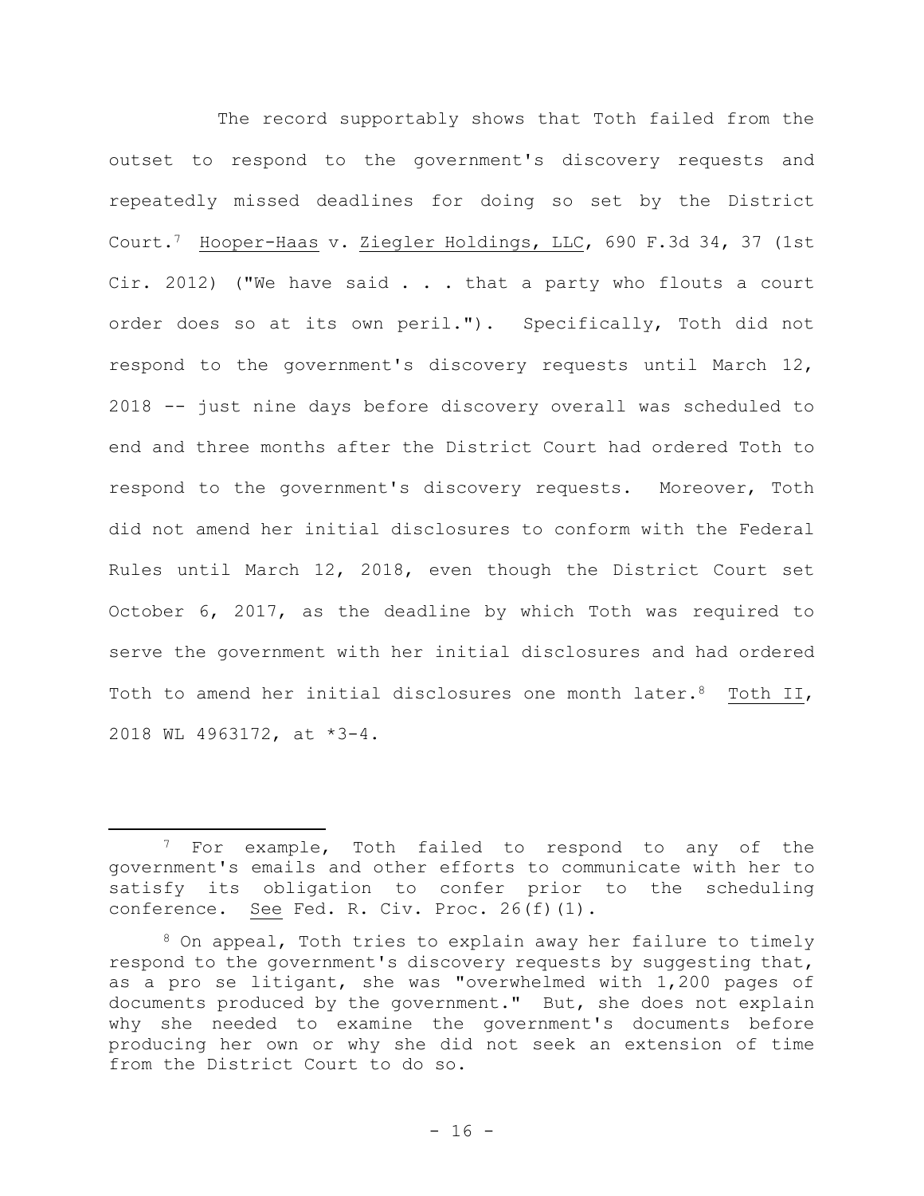The record supportably shows that Toth failed from the outset to respond to the government's discovery requests and repeatedly missed deadlines for doing so set by the District Court.[7] Hooper-Haas v. Ziegler Holdings, LLC, 690 F.3d 34, 37 (1st Cir. 2012) ("We have said . . . that a party who flouts a court order does so at its own peril."). Specifically, Toth did not respond to the government's discovery requests until March 12, 2018 -- just nine days before discovery overall was scheduled to end and three months after the District Court had ordered Toth to respond to the government's discovery requests. Moreover, Toth did not amend her initial disclosures to conform with the Federal Rules until March 12, 2018, even though the District Court set October 6, 2017, as the deadline by which Toth was required to serve the government with her initial disclosures and had ordered Toth to amend her initial disclosures one month later.[8] Toth II, 2018 WL 4963172, at *3-4.

---

[7] For example, Toth failed to respond to any of the government's emails and other efforts to communicate with her to satisfy its obligation to confer prior to the scheduling conference. See Fed. R. Civ. Proc. 26(f)(1).

[8] On appeal, Toth tries to explain away her failure to timely respond to the government's discovery requests by suggesting that, as a pro se litigant, she was "overwhelmed with 1,200 pages of documents produced by the government." But, she does not explain why she needed to examine the government's documents before producing her own or why she did not seek an extension of time from the District Court to do so.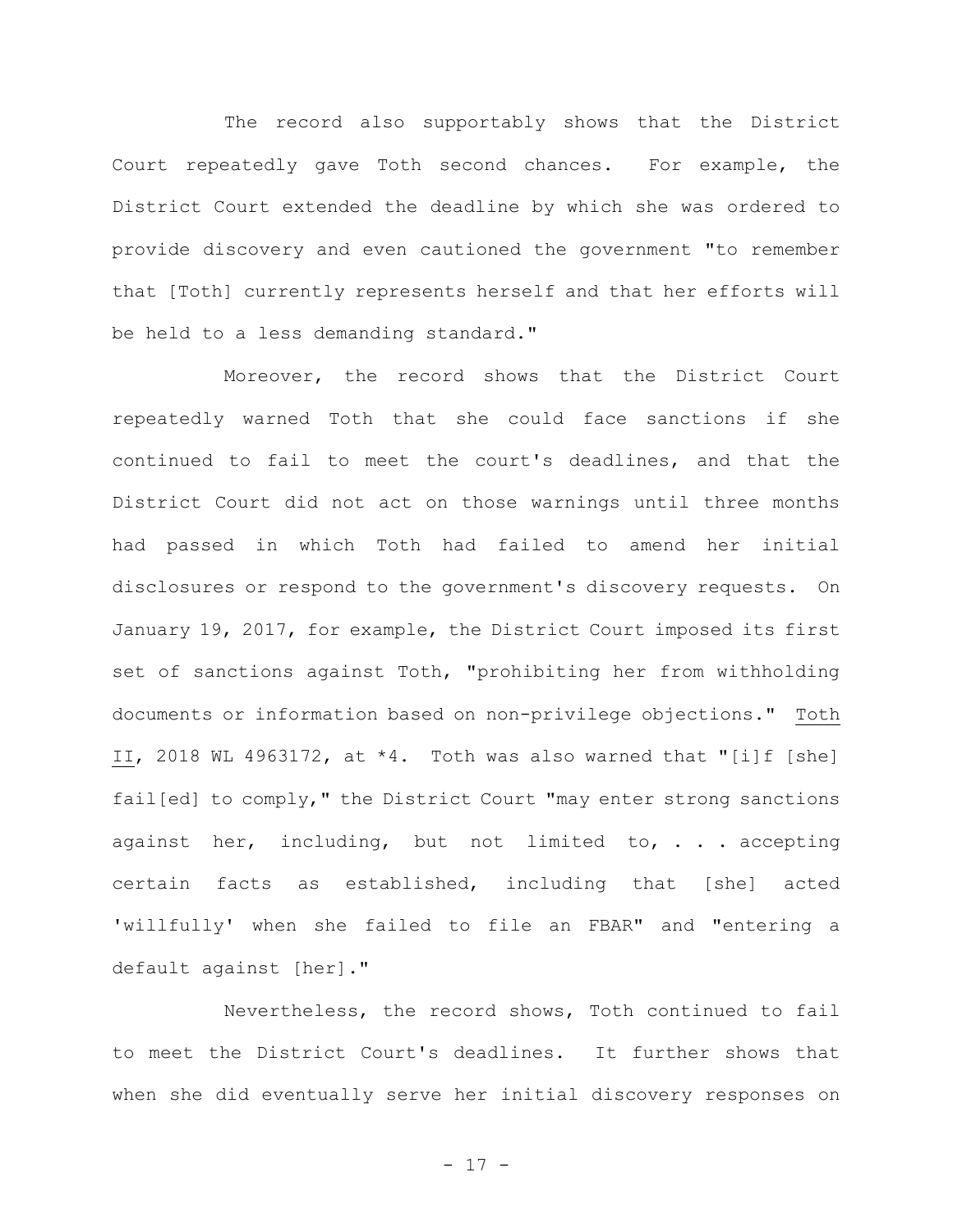The record also supportably shows that the District Court repeatedly gave Toth second chances. For example, the District Court extended the deadline by which she was ordered to provide discovery and even cautioned the government "to remember that [Toth] currently represents herself and that her efforts will be held to a less demanding standard."

Moreover, the record shows that the District Court repeatedly warned Toth that she could face sanctions if she continued to fail to meet the court's deadlines, and that the District Court did not act on those warnings until three months had passed in which Toth had failed to amend her initial disclosures or respond to the government's discovery requests. On January 19, 2017, for example, the District Court imposed its first set of sanctions against Toth, "prohibiting her from withholding documents or information based on non-privilege objections." Toth II, 2018 WL 4963172, at *4. Toth was also warned that "[i]f [she] fail[ed] to comply," the District Court "may enter strong sanctions against her, including, but not limited to, . . . accepting certain facts as established, including that [she] acted 'willfully' when she failed to file an FBAR" and "entering a default against [her]."

Nevertheless, the record shows, Toth continued to fail to meet the District Court's deadlines. It further shows that when she did eventually serve her initial discovery responses on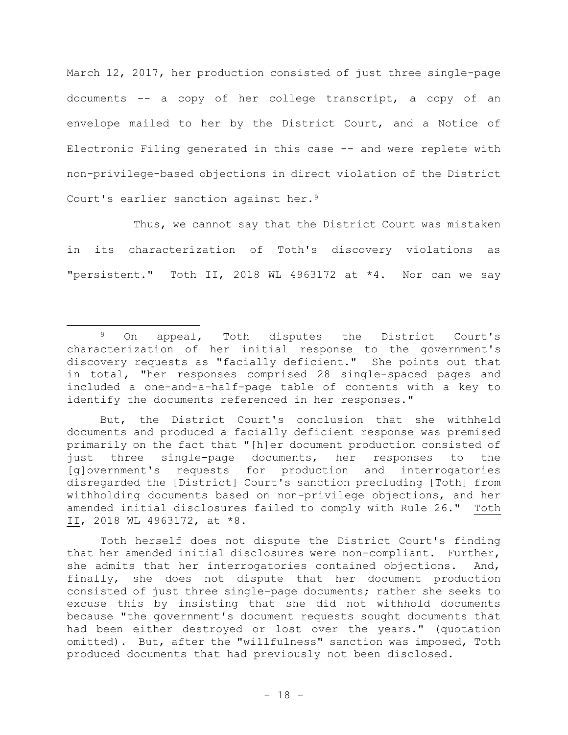March 12, 2017, her production consisted of just three single-page documents -- a copy of her college transcript, a copy of an envelope mailed to her by the District Court, and a Notice of Electronic Filing generated in this case -- and were replete with non-privilege-based objections in direct violation of the District Court's earlier sanction against her.[9]

Thus, we cannot say that the District Court was mistaken in its characterization of Toth's discovery violations as "persistent." Toth II, 2018 WL 4963172 at *4. Nor can we say

---

[9] On appeal, Toth disputes the District Court's characterization of her initial response to the government's discovery requests as "facially deficient." She points out that in total, "her responses comprised 28 single-spaced pages and included a one-and-a-half-page table of contents with a key to identify the documents referenced in her responses."

But, the District Court's conclusion that she withheld documents and produced a facially deficient response was premised primarily on the fact that "[h]er document production consisted of just three single-page documents, her responses to the [g]overnment's requests for production and interrogatories disregarded the [District] Court's sanction precluding [Toth] from withholding documents based on non-privilege objections, and her amended initial disclosures failed to comply with Rule 26." Toth II, 2018 WL 4963172, at *8.

Toth herself does not dispute the District Court's finding that her amended initial disclosures were non-compliant. Further, she admits that her interrogatories contained objections. And, finally, she does not dispute that her document production consisted of just three single-page documents; rather she seeks to excuse this by insisting that she did not withhold documents because "the government's document requests sought documents that had been either destroyed or lost over the years." (quotation omitted). But, after the "willfulness" sanction was imposed, Toth produced documents that had previously not been disclosed.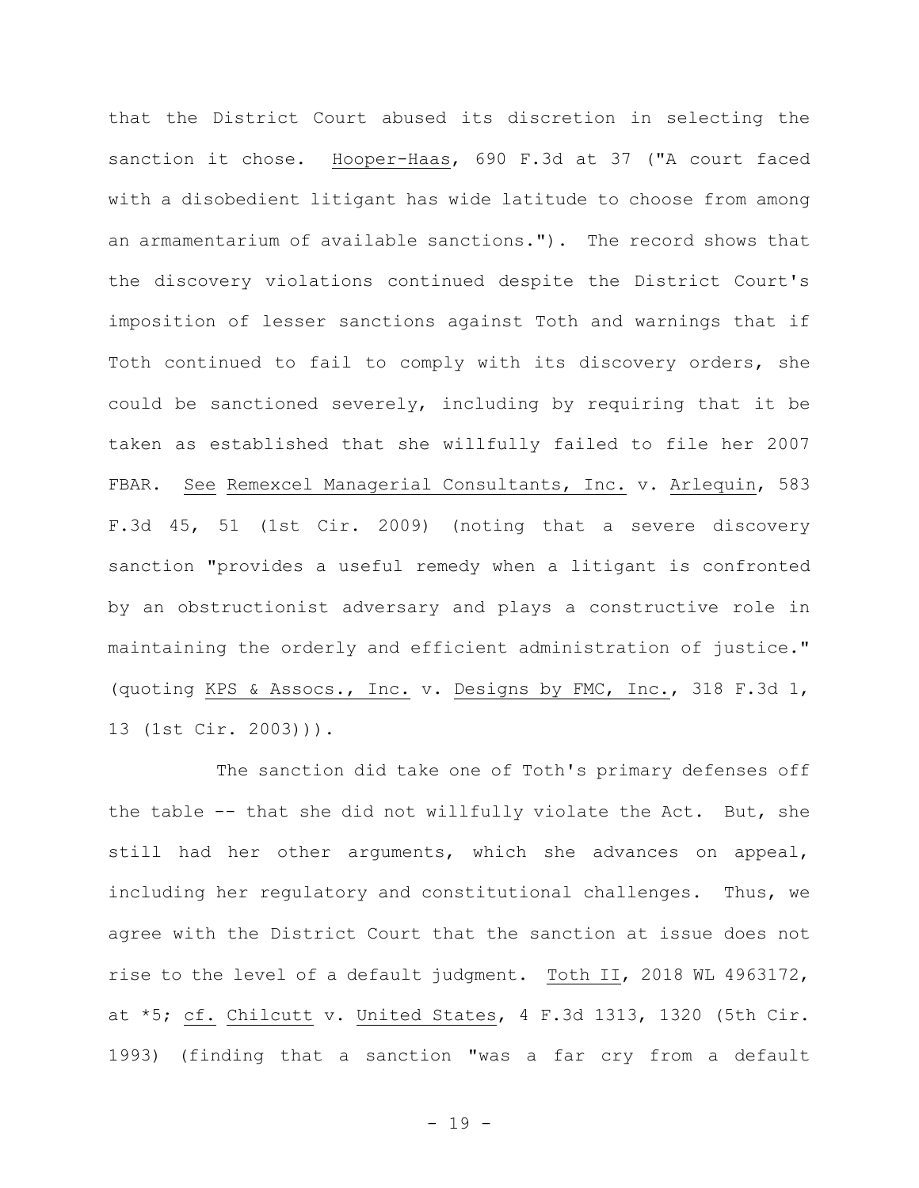that the District Court abused its discretion in selecting the sanction it chose. Hooper-Haas, 690 F.3d at 37 ("A court faced with a disobedient litigant has wide latitude to choose from among an armamentarium of available sanctions."). The record shows that the discovery violations continued despite the District Court's imposition of lesser sanctions against Toth and warnings that if Toth continued to fail to comply with its discovery orders, she could be sanctioned severely, including by requiring that it be taken as established that she willfully failed to file her 2007 FBAR. See Remexcel Managerial Consultants, Inc. v. Arlequin, 583 F.3d 45, 51 (1st Cir. 2009) (noting that a severe discovery sanction "provides a useful remedy when a litigant is confronted by an obstructionist adversary and plays a constructive role in maintaining the orderly and efficient administration of justice." (quoting KPS & Assocs., Inc. v. Designs by FMC, Inc., 318 F.3d 1, 13 (1st Cir. 2003))).

The sanction did take one of Toth's primary defenses off the table -- that she did not willfully violate the Act. But, she still had her other arguments, which she advances on appeal, including her regulatory and constitutional challenges. Thus, we agree with the District Court that the sanction at issue does not rise to the level of a default judgment. Toth II, 2018 WL 4963172, at *5; cf. Chilcutt v. United States, 4 F.3d 1313, 1320 (5th Cir. 1993) (finding that a sanction "was a far cry from a default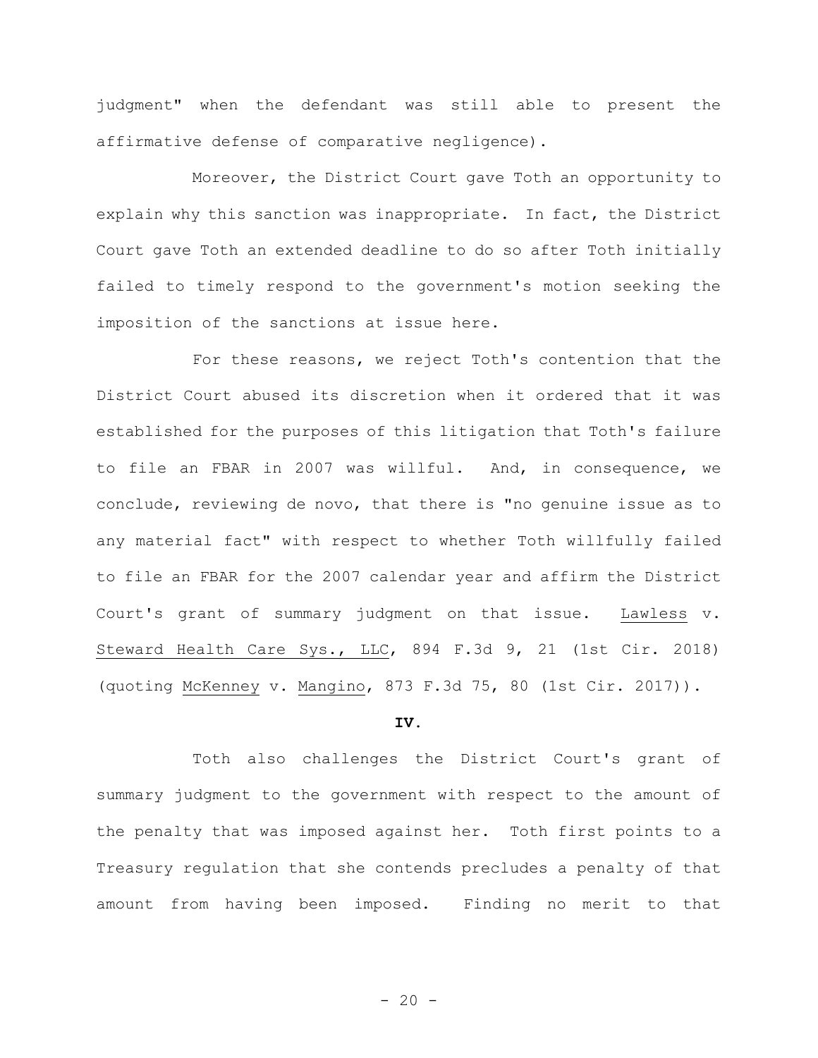judgment" when the defendant was still able to present the affirmative defense of comparative negligence).

Moreover, the District Court gave Toth an opportunity to explain why this sanction was inappropriate. In fact, the District Court gave Toth an extended deadline to do so after Toth initially failed to timely respond to the government's motion seeking the imposition of the sanctions at issue here.

For these reasons, we reject Toth's contention that the District Court abused its discretion when it ordered that it was established for the purposes of this litigation that Toth's failure to file an FBAR in 2007 was willful. And, in consequence, we conclude, reviewing de novo, that there is "no genuine issue as to any material fact" with respect to whether Toth willfully failed to file an FBAR for the 2007 calendar year and affirm the District Court's grant of summary judgment on that issue. Lawless v. Steward Health Care Sys., LLC, 894 F.3d 9, 21 (1st Cir. 2018) (quoting McKenney v. Mangino, 873 F.3d 75, 80 (1st Cir. 2017)).

**IV.**

Toth also challenges the District Court's grant of summary judgment to the government with respect to the amount of the penalty that was imposed against her. Toth first points to a Treasury regulation that she contends precludes a penalty of that amount from having been imposed. Finding no merit to that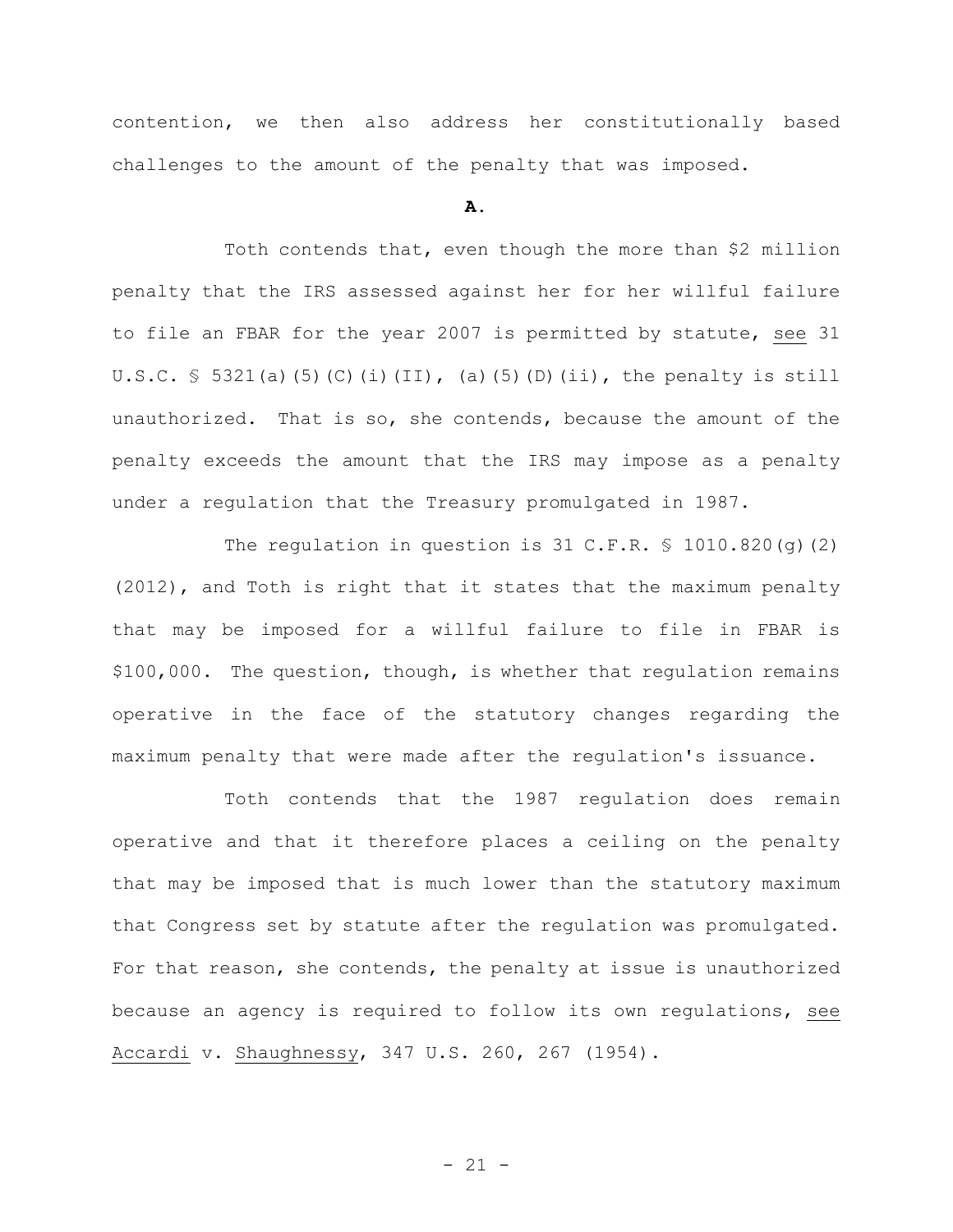contention, we then also address her constitutionally based challenges to the amount of the penalty that was imposed.

**A.**

Toth contends that, even though the more than $2 million penalty that the IRS assessed against her for her willful failure to file an FBAR for the year 2007 is permitted by statute, see 31 U.S.C. § 5321(a)(5)(C)(i)(II), (a)(5)(D)(ii), the penalty is still unauthorized. That is so, she contends, because the amount of the penalty exceeds the amount that the IRS may impose as a penalty under a regulation that the Treasury promulgated in 1987.

The regulation in question is 31 C.F.R. § 1010.820(g)(2) (2012), and Toth is right that it states that the maximum penalty that may be imposed for a willful failure to file in FBAR is $100,000. The question, though, is whether that regulation remains operative in the face of the statutory changes regarding the maximum penalty that were made after the regulation's issuance.

Toth contends that the 1987 regulation does remain operative and that it therefore places a ceiling on the penalty that may be imposed that is much lower than the statutory maximum that Congress set by statute after the regulation was promulgated. For that reason, she contends, the penalty at issue is unauthorized because an agency is required to follow its own regulations, see Accardi v. Shaughnessy, 347 U.S. 260, 267 (1954).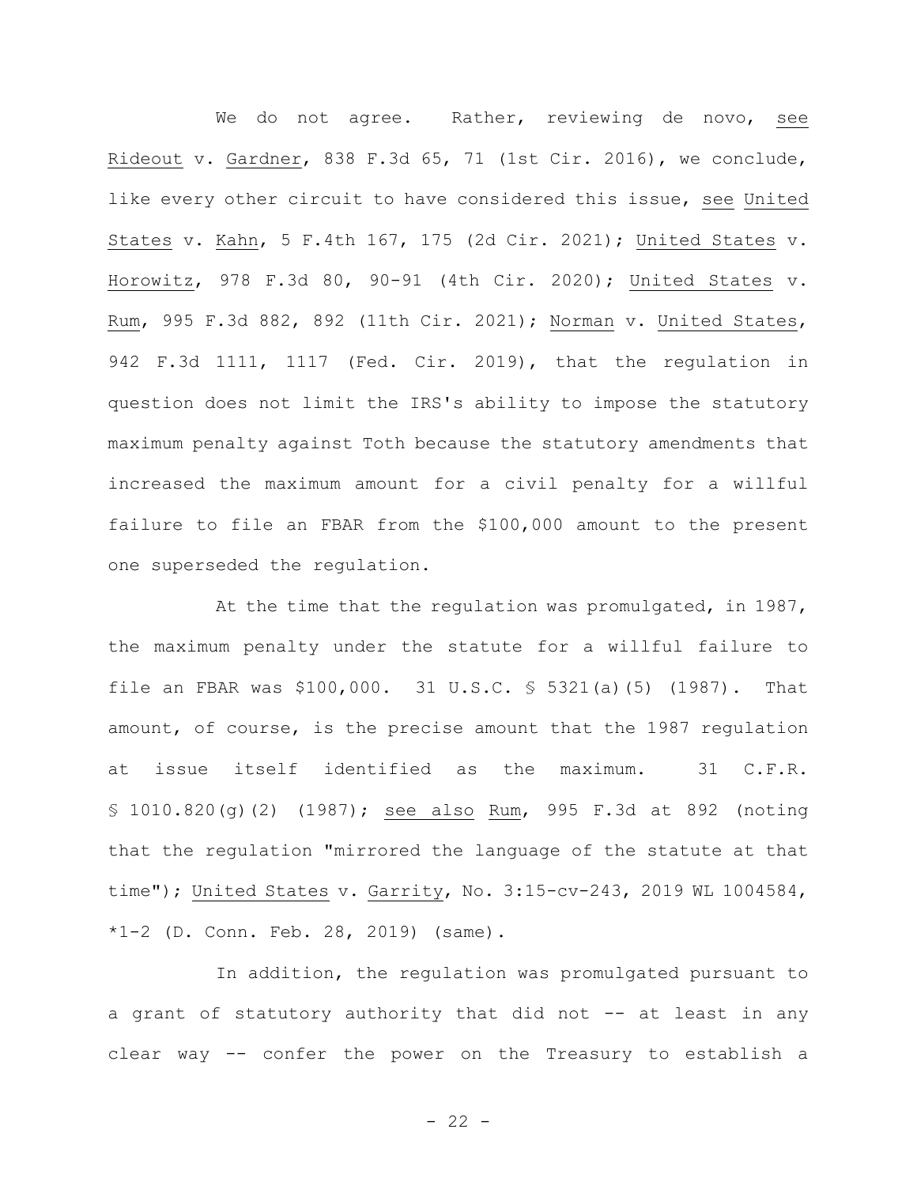We do not agree. Rather, reviewing de novo, see Rideout v. Gardner, 838 F.3d 65, 71 (1st Cir. 2016), we conclude, like every other circuit to have considered this issue, see United States v. Kahn, 5 F.4th 167, 175 (2d Cir. 2021); United States v. Horowitz, 978 F.3d 80, 90-91 (4th Cir. 2020); United States v. Rum, 995 F.3d 882, 892 (11th Cir. 2021); Norman v. United States, 942 F.3d 1111, 1117 (Fed. Cir. 2019), that the regulation in question does not limit the IRS's ability to impose the statutory maximum penalty against Toth because the statutory amendments that increased the maximum amount for a civil penalty for a willful failure to file an FBAR from the $100,000 amount to the present one superseded the regulation.

At the time that the regulation was promulgated, in 1987, the maximum penalty under the statute for a willful failure to file an FBAR was $100,000. 31 U.S.C. § 5321(a)(5) (1987). That amount, of course, is the precise amount that the 1987 regulation at issue itself identified as the maximum. 31 C.F.R. § 1010.820(g)(2) (1987); see also Rum, 995 F.3d at 892 (noting that the regulation "mirrored the language of the statute at that time"); United States v. Garrity, No. 3:15-cv-243, 2019 WL 1004584, *1-2 (D. Conn. Feb. 28, 2019) (same).

In addition, the regulation was promulgated pursuant to a grant of statutory authority that did not -- at least in any clear way -- confer the power on the Treasury to establish a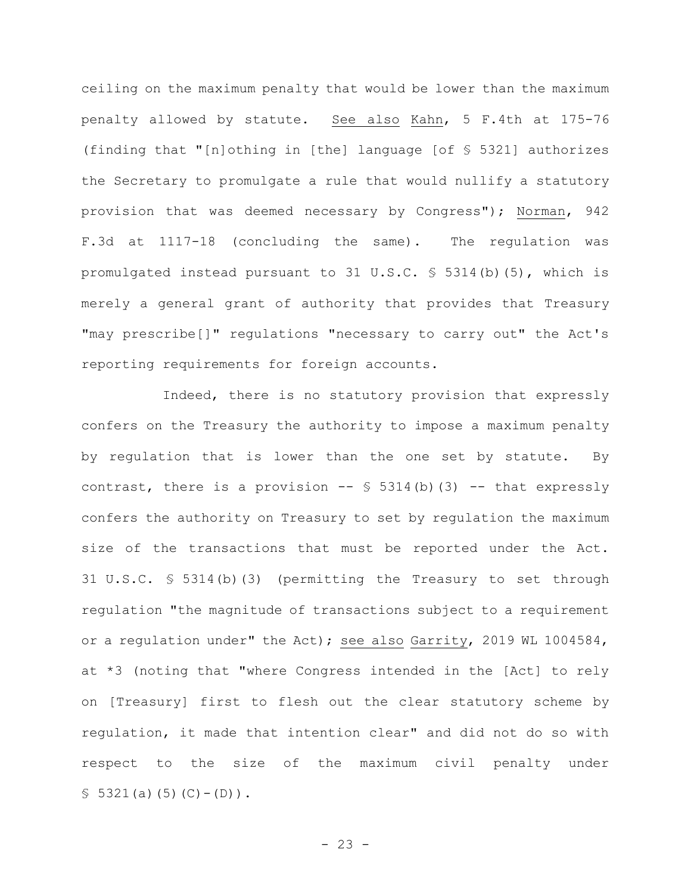ceiling on the maximum penalty that would be lower than the maximum penalty allowed by statute. See also Kahn, 5 F.4th at 175-76 (finding that "[n]othing in [the] language [of § 5321] authorizes the Secretary to promulgate a rule that would nullify a statutory provision that was deemed necessary by Congress"); Norman, 942 F.3d at 1117-18 (concluding the same). The regulation was promulgated instead pursuant to 31 U.S.C. § 5314(b)(5), which is merely a general grant of authority that provides that Treasury "may prescribe[]" regulations "necessary to carry out" the Act's reporting requirements for foreign accounts.

Indeed, there is no statutory provision that expressly confers on the Treasury the authority to impose a maximum penalty by regulation that is lower than the one set by statute. By contrast, there is a provision -- § 5314(b)(3) -- that expressly confers the authority on Treasury to set by regulation the maximum size of the transactions that must be reported under the Act. 31 U.S.C. § 5314(b)(3) (permitting the Treasury to set through regulation "the magnitude of transactions subject to a requirement or a regulation under" the Act); see also Garrity, 2019 WL 1004584, at *3 (noting that "where Congress intended in the [Act] to rely on [Treasury] first to flesh out the clear statutory scheme by regulation, it made that intention clear" and did not do so with respect to the size of the maximum civil penalty under § 5321(a)(5)(C)-(D)).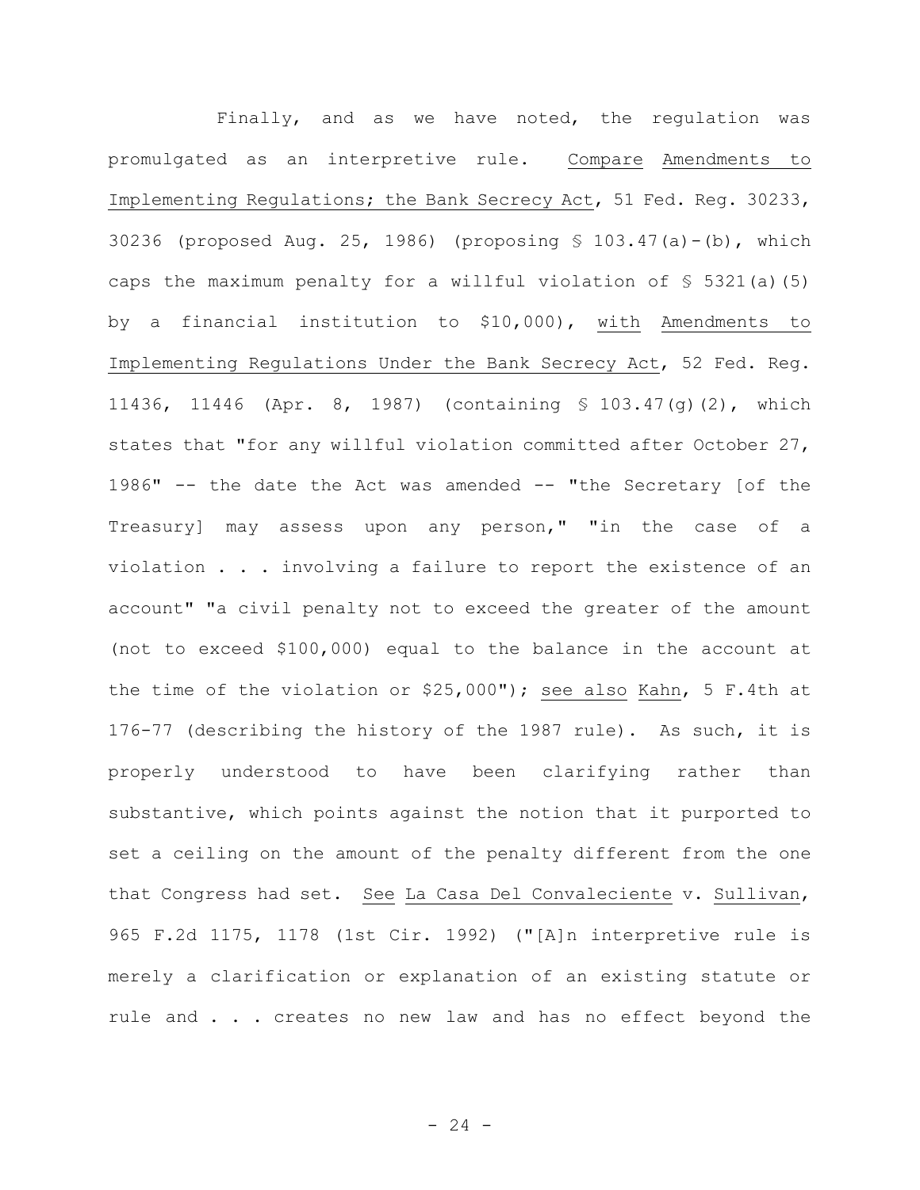Finally, and as we have noted, the regulation was promulgated as an interpretive rule. Compare Amendments to Implementing Regulations; the Bank Secrecy Act, 51 Fed. Reg. 30233, 30236 (proposed Aug. 25, 1986) (proposing § 103.47(a)-(b), which caps the maximum penalty for a willful violation of § 5321(a)(5) by a financial institution to $10,000), with Amendments to Implementing Regulations Under the Bank Secrecy Act, 52 Fed. Reg. 11436, 11446 (Apr. 8, 1987) (containing § 103.47(g)(2), which states that "for any willful violation committed after October 27, 1986" -- the date the Act was amended -- "the Secretary [of the Treasury] may assess upon any person," "in the case of a violation . . . involving a failure to report the existence of an account" "a civil penalty not to exceed the greater of the amount (not to exceed $100,000) equal to the balance in the account at the time of the violation or $25,000"); see also Kahn, 5 F.4th at 176-77 (describing the history of the 1987 rule). As such, it is properly understood to have been clarifying rather than substantive, which points against the notion that it purported to set a ceiling on the amount of the penalty different from the one that Congress had set. See La Casa Del Convaleciente v. Sullivan, 965 F.2d 1175, 1178 (1st Cir. 1992) ("[A]n interpretive rule is merely a clarification or explanation of an existing statute or rule and . . . creates no new law and has no effect beyond the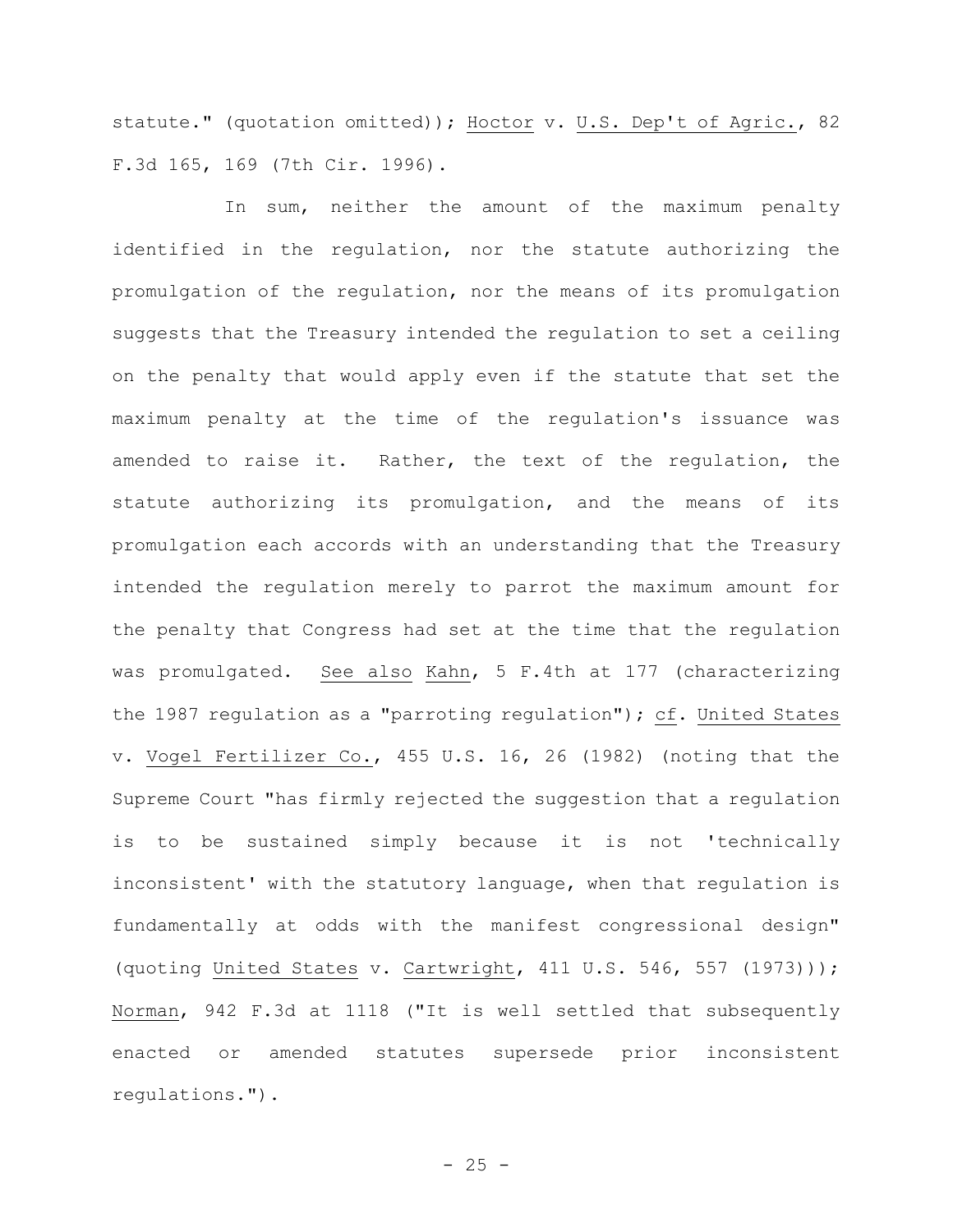statute." (quotation omitted)); Hoctor v. U.S. Dep't of Agric., 82 F.3d 165, 169 (7th Cir. 1996).

In sum, neither the amount of the maximum penalty identified in the regulation, nor the statute authorizing the promulgation of the regulation, nor the means of its promulgation suggests that the Treasury intended the regulation to set a ceiling on the penalty that would apply even if the statute that set the maximum penalty at the time of the regulation's issuance was amended to raise it. Rather, the text of the regulation, the statute authorizing its promulgation, and the means of its promulgation each accords with an understanding that the Treasury intended the regulation merely to parrot the maximum amount for the penalty that Congress had set at the time that the regulation was promulgated. See also Kahn, 5 F.4th at 177 (characterizing the 1987 regulation as a "parroting regulation"); cf. United States v. Vogel Fertilizer Co., 455 U.S. 16, 26 (1982) (noting that the Supreme Court "has firmly rejected the suggestion that a regulation is to be sustained simply because it is not 'technically inconsistent' with the statutory language, when that regulation is fundamentally at odds with the manifest congressional design" (quoting United States v. Cartwright, 411 U.S. 546, 557 (1973))); Norman, 942 F.3d at 1118 ("It is well settled that subsequently enacted or amended statutes supersede prior inconsistent regulations.").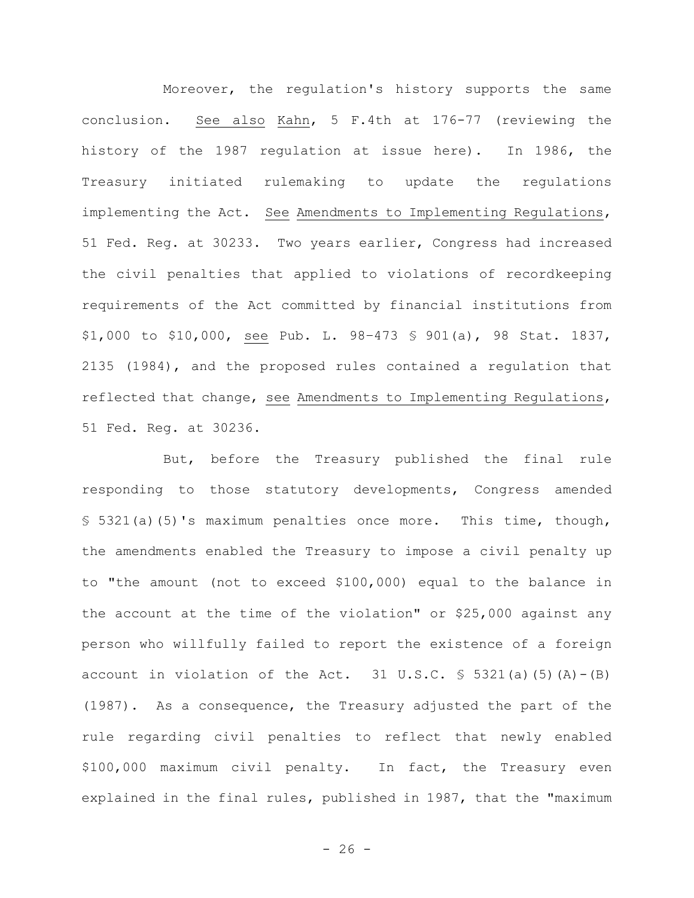Moreover, the regulation's history supports the same conclusion. _See also_ _Kahn_, 5 F.4th at 176-77 (reviewing the history of the 1987 regulation at issue here). In 1986, the Treasury initiated rulemaking to update the regulations implementing the Act. _See_ _Amendments to Implementing Regulations_, 51 Fed. Reg. at 30233. Two years earlier, Congress had increased the civil penalties that applied to violations of recordkeeping requirements of the Act committed by financial institutions from $1,000 to $10,000, _see_ Pub. L. 98-473 § 901(a), 98 Stat. 1837, 2135 (1984), and the proposed rules contained a regulation that reflected that change, _see_ _Amendments to Implementing Regulations_, 51 Fed. Reg. at 30236.

But, before the Treasury published the final rule responding to those statutory developments, Congress amended § 5321(a)(5)'s maximum penalties once more. This time, though, the amendments enabled the Treasury to impose a civil penalty up to "the amount (not to exceed $100,000) equal to the balance in the account at the time of the violation" or $25,000 against any person who willfully failed to report the existence of a foreign account in violation of the Act. 31 U.S.C. § 5321(a)(5)(A)-(B) (1987). As a consequence, the Treasury adjusted the part of the rule regarding civil penalties to reflect that newly enabled $100,000 maximum civil penalty. In fact, the Treasury even explained in the final rules, published in 1987, that the "maximum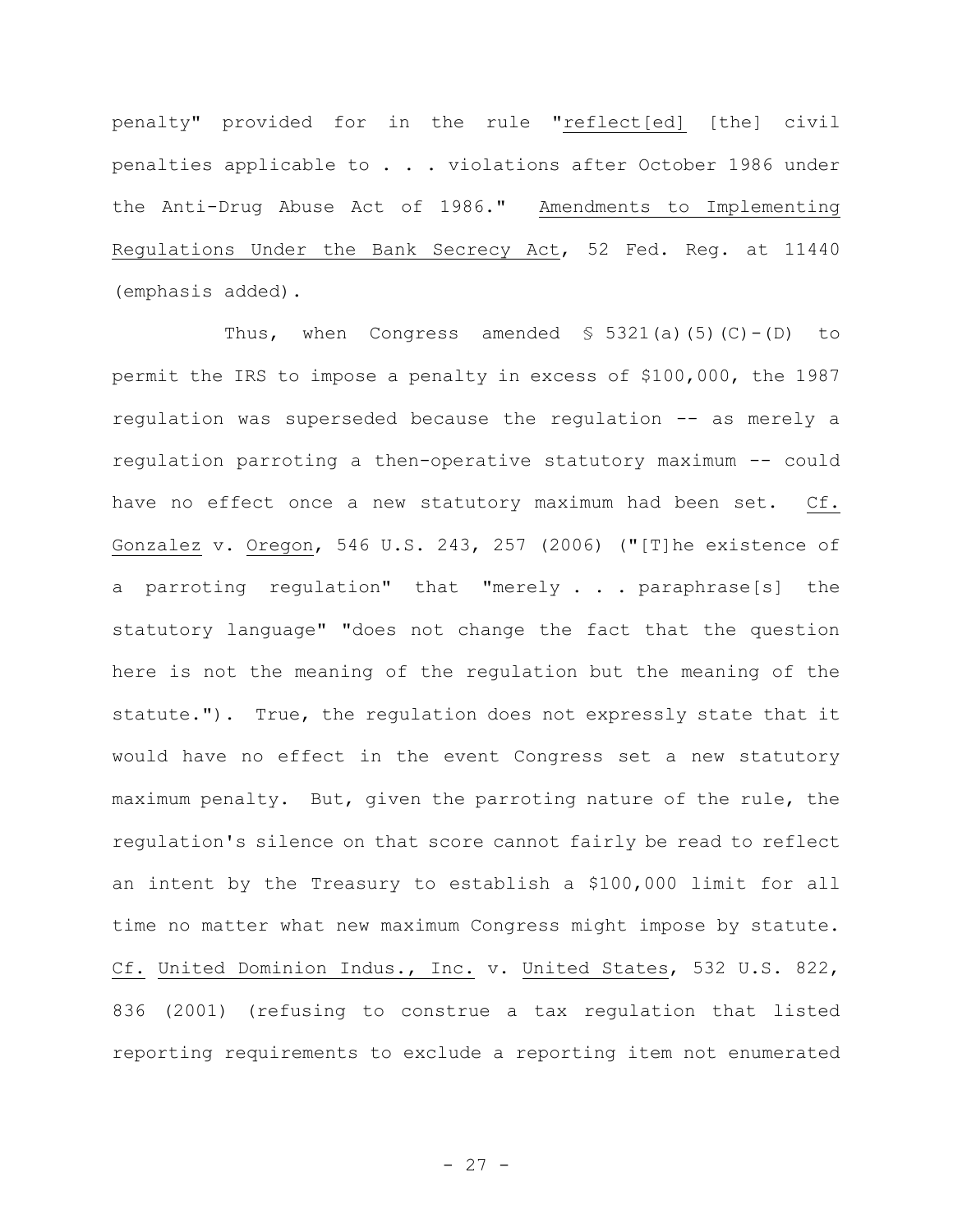penalty" provided for in the rule "reflect[ed] [the] civil penalties applicable to . . . violations after October 1986 under the Anti-Drug Abuse Act of 1986." Amendments to Implementing Regulations Under the Bank Secrecy Act, 52 Fed. Reg. at 11440 (emphasis added).

Thus, when Congress amended § 5321(a)(5)(C)-(D) to permit the IRS to impose a penalty in excess of $100,000, the 1987 regulation was superseded because the regulation -- as merely a regulation parroting a then-operative statutory maximum -- could have no effect once a new statutory maximum had been set. Cf. Gonzalez v. Oregon, 546 U.S. 243, 257 (2006) ("[T]he existence of a parroting regulation" that "merely . . . paraphrase[s] the statutory language" "does not change the fact that the question here is not the meaning of the regulation but the meaning of the statute."). True, the regulation does not expressly state that it would have no effect in the event Congress set a new statutory maximum penalty. But, given the parroting nature of the rule, the regulation's silence on that score cannot fairly be read to reflect an intent by the Treasury to establish a $100,000 limit for all time no matter what new maximum Congress might impose by statute. Cf. United Dominion Indus., Inc. v. United States, 532 U.S. 822, 836 (2001) (refusing to construe a tax regulation that listed reporting requirements to exclude a reporting item not enumerated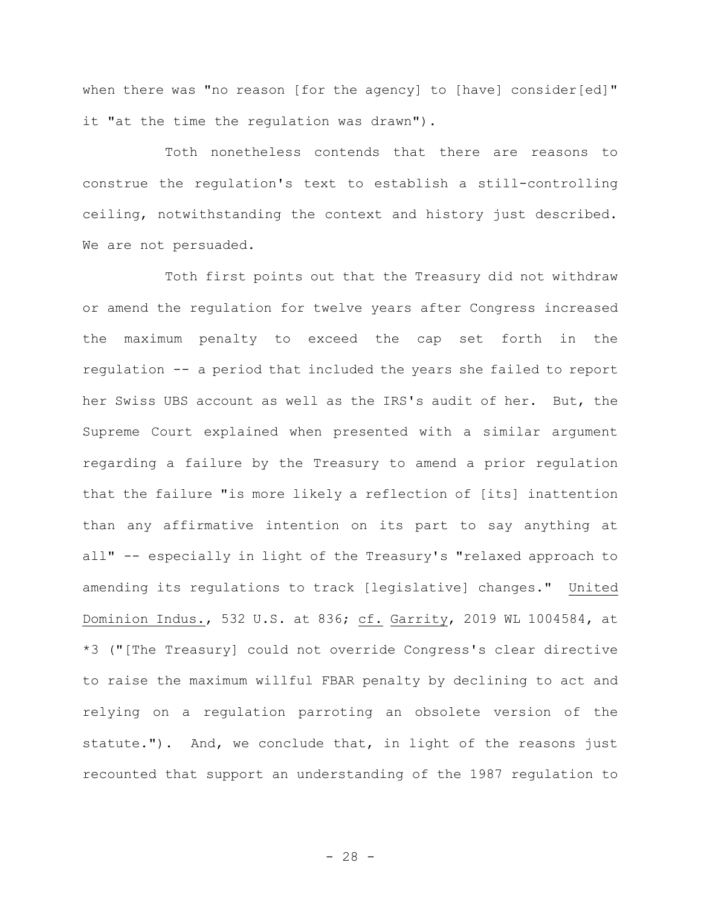when there was "no reason [for the agency] to [have] consider[ed]" it "at the time the regulation was drawn").

Toth nonetheless contends that there are reasons to construe the regulation's text to establish a still-controlling ceiling, notwithstanding the context and history just described. We are not persuaded.

Toth first points out that the Treasury did not withdraw or amend the regulation for twelve years after Congress increased the maximum penalty to exceed the cap set forth in the regulation -- a period that included the years she failed to report her Swiss UBS account as well as the IRS's audit of her. But, the Supreme Court explained when presented with a similar argument regarding a failure by the Treasury to amend a prior regulation that the failure "is more likely a reflection of [its] inattention than any affirmative intention on its part to say anything at all" -- especially in light of the Treasury's "relaxed approach to amending its regulations to track [legislative] changes." <u>United Dominion Indus.</u>, 532 U.S. at 836; <u>cf.</u> <u>Garrity</u>, 2019 WL 1004584, at *3 ("[The Treasury] could not override Congress's clear directive to raise the maximum willful FBAR penalty by declining to act and relying on a regulation parroting an obsolete version of the statute."). And, we conclude that, in light of the reasons just recounted that support an understanding of the 1987 regulation to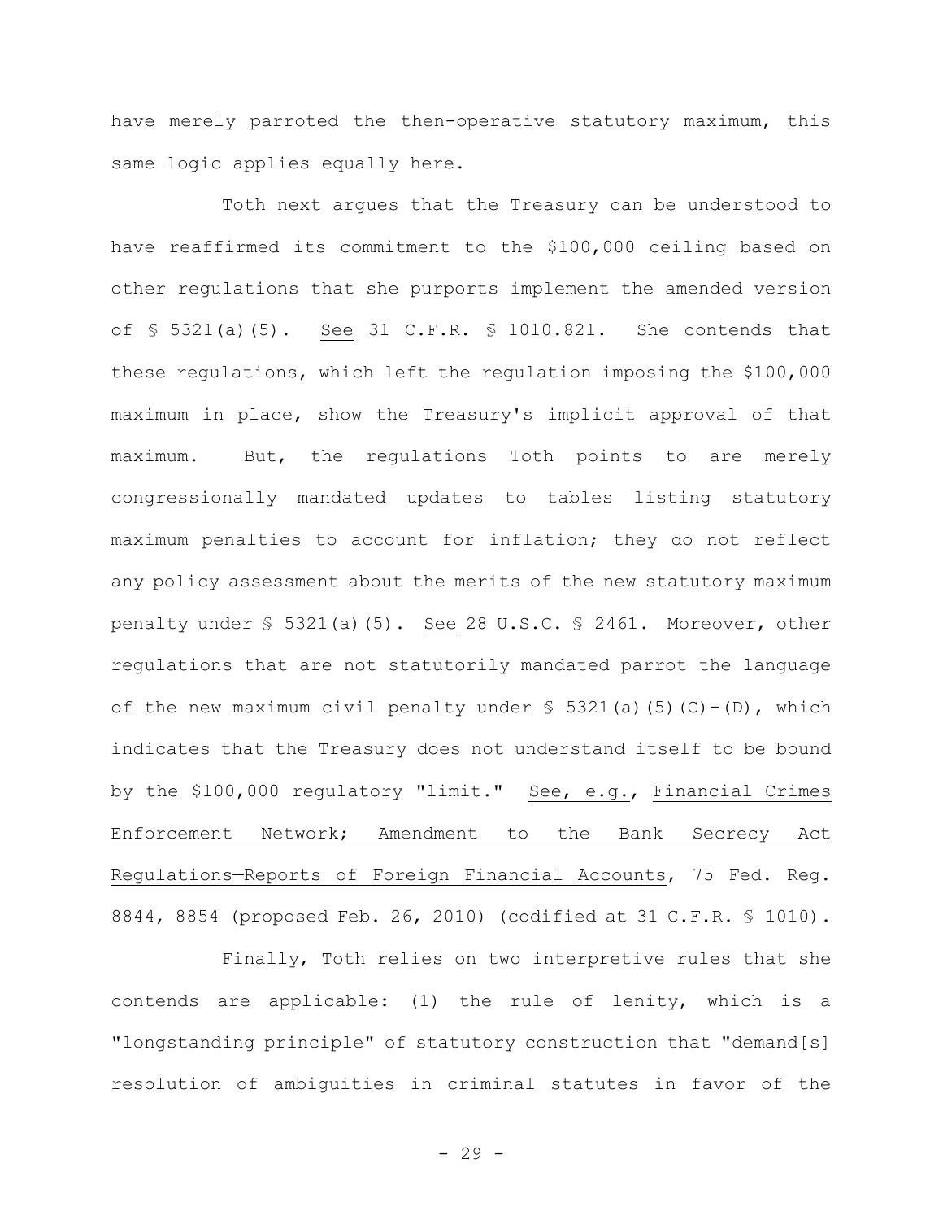have merely parroted the then-operative statutory maximum, this same logic applies equally here.

Toth next argues that the Treasury can be understood to have reaffirmed its commitment to the $100,000 ceiling based on other regulations that she purports implement the amended version of § 5321(a)(5). See 31 C.F.R. § 1010.821. She contends that these regulations, which left the regulation imposing the $100,000 maximum in place, show the Treasury's implicit approval of that maximum. But, the regulations Toth points to are merely congressionally mandated updates to tables listing statutory maximum penalties to account for inflation; they do not reflect any policy assessment about the merits of the new statutory maximum penalty under § 5321(a)(5). See 28 U.S.C. § 2461. Moreover, other regulations that are not statutorily mandated parrot the language of the new maximum civil penalty under § 5321(a)(5)(C)-(D), which indicates that the Treasury does not understand itself to be bound by the $100,000 regulatory "limit." See, e.g., Financial Crimes Enforcement Network; Amendment to the Bank Secrecy Act Regulations—Reports of Foreign Financial Accounts, 75 Fed. Reg. 8844, 8854 (proposed Feb. 26, 2010) (codified at 31 C.F.R. § 1010).

Finally, Toth relies on two interpretive rules that she contends are applicable: (1) the rule of lenity, which is a "longstanding principle" of statutory construction that "demand[s] resolution of ambiguities in criminal statutes in favor of the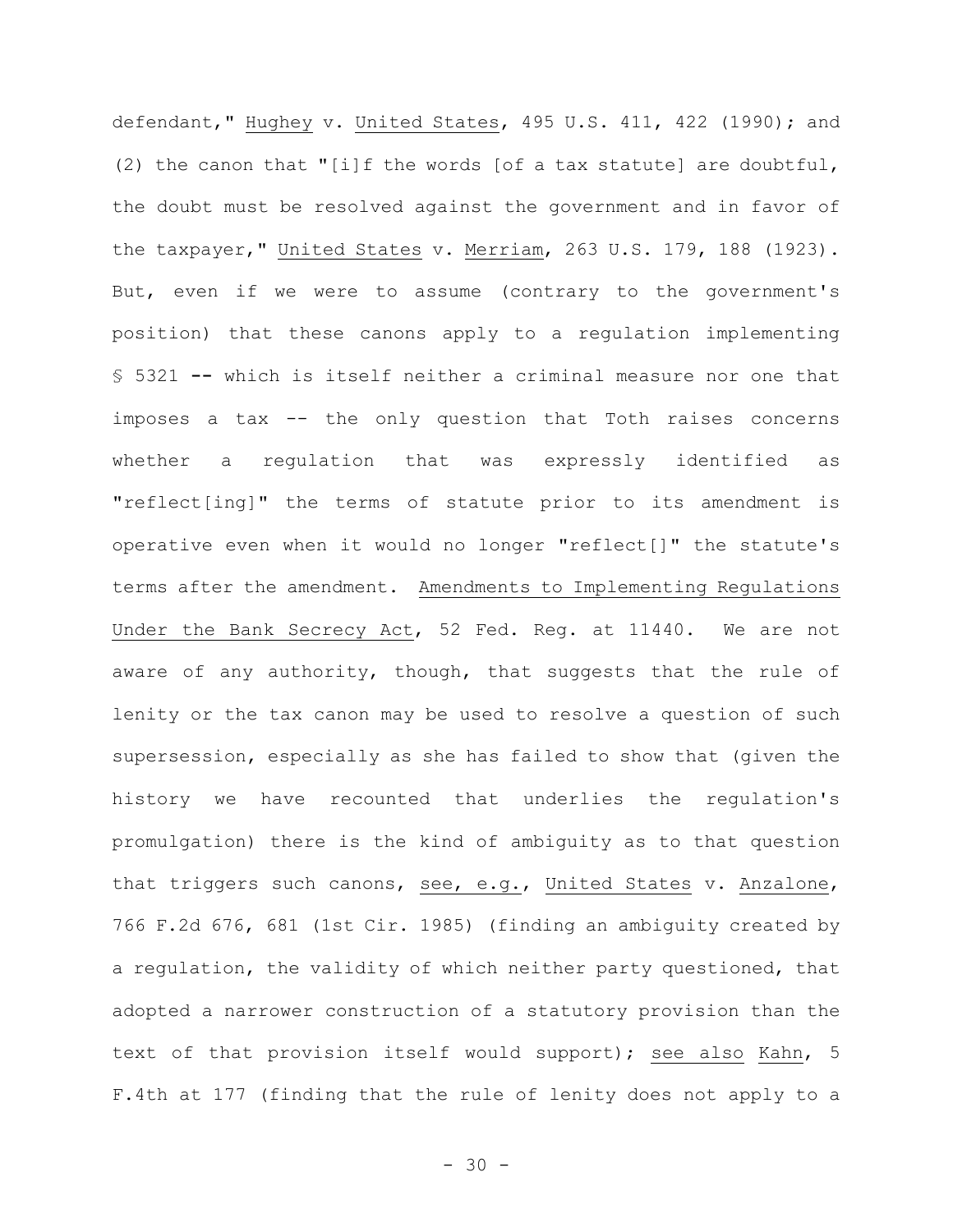defendant," Hughey v. United States, 495 U.S. 411, 422 (1990); and (2) the canon that "[i]f the words [of a tax statute] are doubtful, the doubt must be resolved against the government and in favor of the taxpayer," United States v. Merriam, 263 U.S. 179, 188 (1923). But, even if we were to assume (contrary to the government's position) that these canons apply to a regulation implementing § 5321 -- which is itself neither a criminal measure nor one that imposes a tax -- the only question that Toth raises concerns whether a regulation that was expressly identified as "reflect[ing]" the terms of statute prior to its amendment is operative even when it would no longer "reflect[]" the statute's terms after the amendment. Amendments to Implementing Regulations Under the Bank Secrecy Act, 52 Fed. Reg. at 11440. We are not aware of any authority, though, that suggests that the rule of lenity or the tax canon may be used to resolve a question of such supersession, especially as she has failed to show that (given the history we have recounted that underlies the regulation's promulgation) there is the kind of ambiguity as to that question that triggers such canons, see, e.g., United States v. Anzalone, 766 F.2d 676, 681 (1st Cir. 1985) (finding an ambiguity created by a regulation, the validity of which neither party questioned, that adopted a narrower construction of a statutory provision than the text of that provision itself would support); see also Kahn, 5 F.4th at 177 (finding that the rule of lenity does not apply to a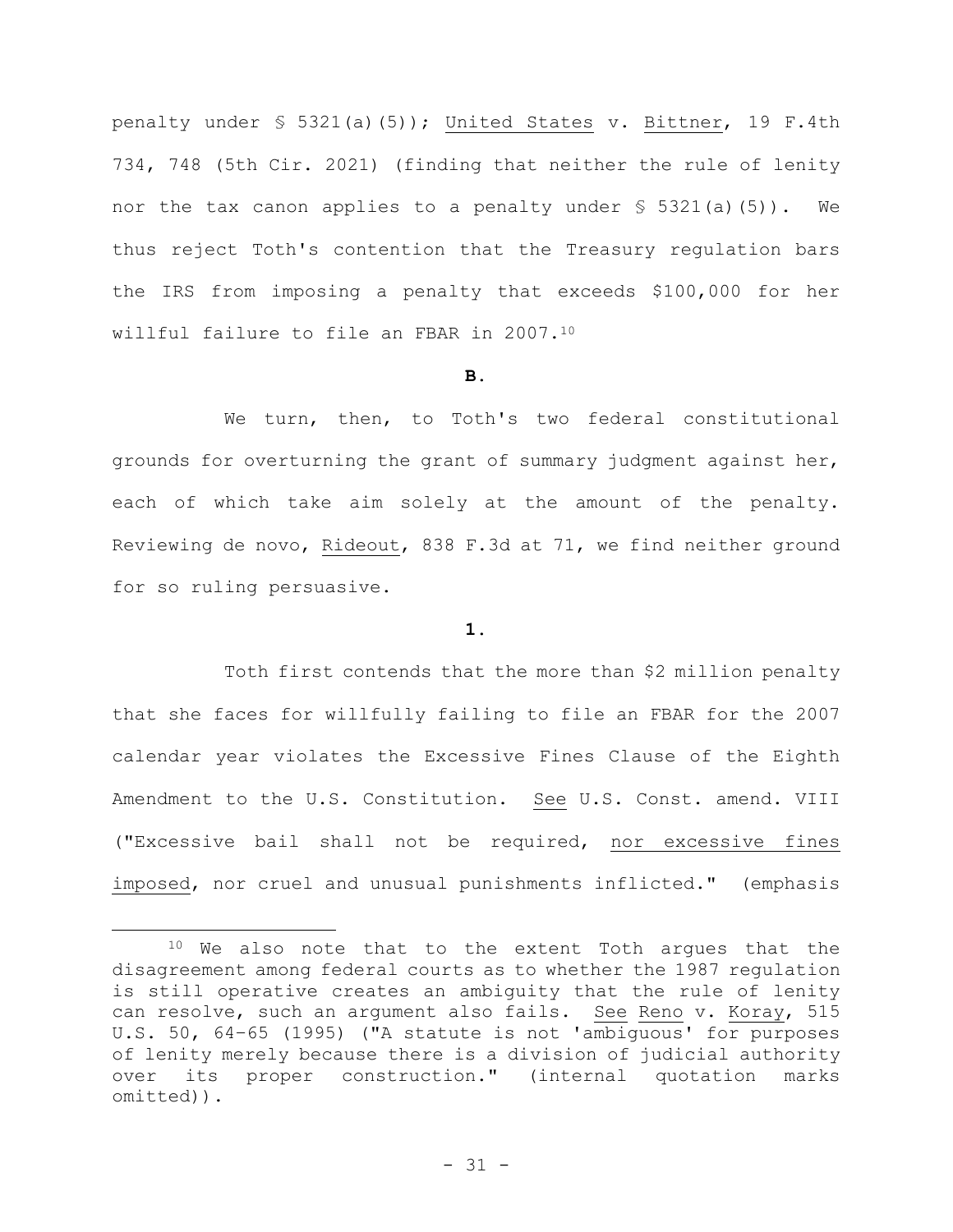penalty under § 5321(a)(5)); United States v. Bittner, 19 F.4th 734, 748 (5th Cir. 2021) (finding that neither the rule of lenity nor the tax canon applies to a penalty under § 5321(a)(5)). We thus reject Toth's contention that the Treasury regulation bars the IRS from imposing a penalty that exceeds $100,000 for her willful failure to file an FBAR in 2007.[10]

**B.**

We turn, then, to Toth's two federal constitutional grounds for overturning the grant of summary judgment against her, each of which take aim solely at the amount of the penalty. Reviewing de novo, Rideout, 838 F.3d at 71, we find neither ground for so ruling persuasive.

**1.**

Toth first contends that the more than $2 million penalty that she faces for willfully failing to file an FBAR for the 2007 calendar year violates the Excessive Fines Clause of the Eighth Amendment to the U.S. Constitution. See U.S. Const. amend. VIII ("Excessive bail shall not be required, nor excessive fines imposed, nor cruel and unusual punishments inflicted." (emphasis

[10] We also note that to the extent Toth argues that the disagreement among federal courts as to whether the 1987 regulation is still operative creates an ambiguity that the rule of lenity can resolve, such an argument also fails. See Reno v. Koray, 515 U.S. 50, 64–65 (1995) ("A statute is not 'ambiguous' for purposes of lenity merely because there is a division of judicial authority over its proper construction." (internal quotation marks omitted)).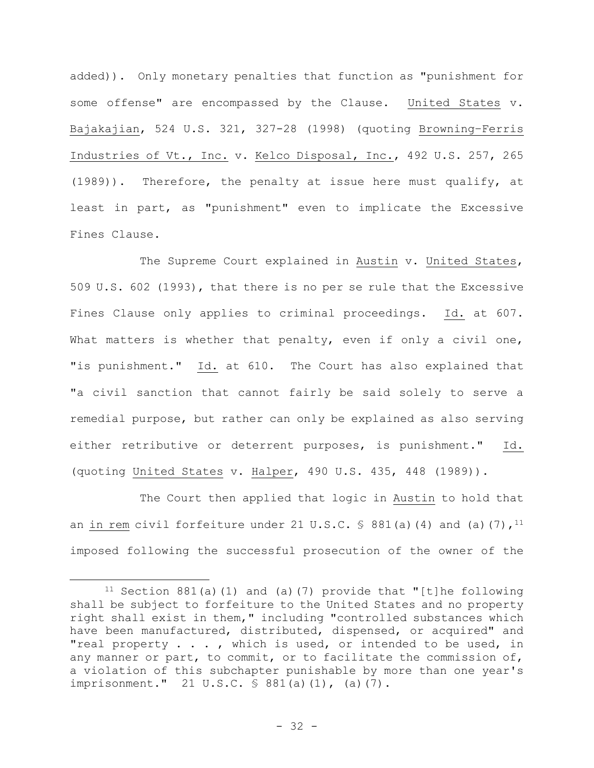added)). Only monetary penalties that function as "punishment for some offense" are encompassed by the Clause. United States v. Bajakajian, 524 U.S. 321, 327-28 (1998) (quoting Browning-Ferris Industries of Vt., Inc. v. Kelco Disposal, Inc., 492 U.S. 257, 265 (1989)). Therefore, the penalty at issue here must qualify, at least in part, as "punishment" even to implicate the Excessive Fines Clause.

The Supreme Court explained in Austin v. United States, 509 U.S. 602 (1993), that there is no per se rule that the Excessive Fines Clause only applies to criminal proceedings. Id. at 607. What matters is whether that penalty, even if only a civil one, "is punishment." Id. at 610. The Court has also explained that "a civil sanction that cannot fairly be said solely to serve a remedial purpose, but rather can only be explained as also serving either retributive or deterrent purposes, is punishment." Id. (quoting United States v. Halper, 490 U.S. 435, 448 (1989)).

The Court then applied that logic in Austin to hold that an in rem civil forfeiture under 21 U.S.C. § 881(a)(4) and (a)(7),[11] imposed following the successful prosecution of the owner of the

---

[11] Section 881(a)(1) and (a)(7) provide that "[t]he following shall be subject to forfeiture to the United States and no property right shall exist in them," including "controlled substances which have been manufactured, distributed, dispensed, or acquired" and "real property . . . , which is used, or intended to be used, in any manner or part, to commit, or to facilitate the commission of, a violation of this subchapter punishable by more than one year's imprisonment." 21 U.S.C. § 881(a)(1), (a)(7).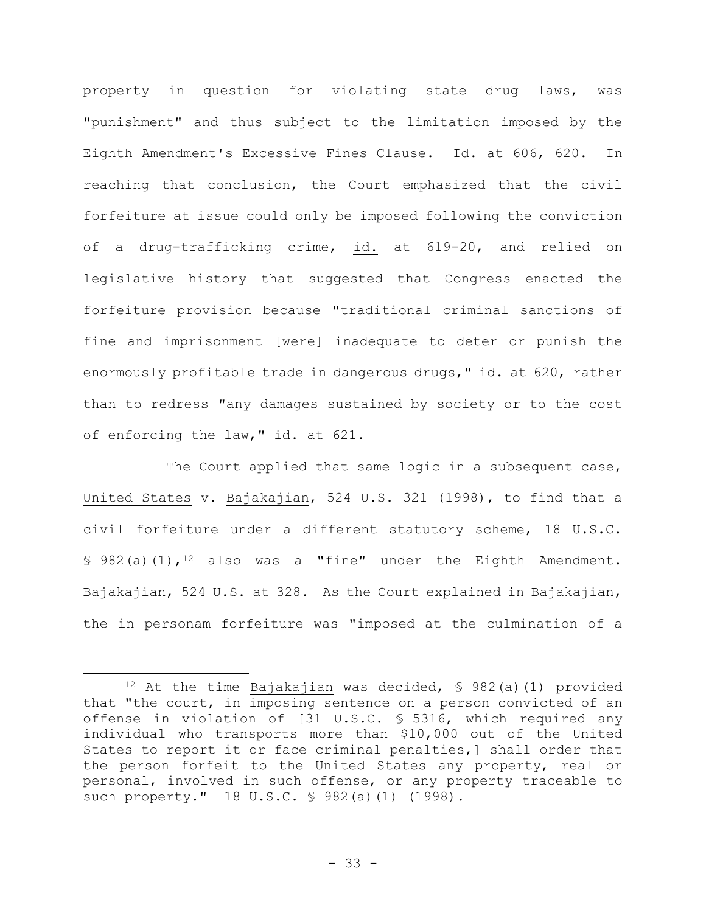property in question for violating state drug laws, was "punishment" and thus subject to the limitation imposed by the Eighth Amendment's Excessive Fines Clause. Id. at 606, 620. In reaching that conclusion, the Court emphasized that the civil forfeiture at issue could only be imposed following the conviction of a drug-trafficking crime, id. at 619-20, and relied on legislative history that suggested that Congress enacted the forfeiture provision because "traditional criminal sanctions of fine and imprisonment [were] inadequate to deter or punish the enormously profitable trade in dangerous drugs," id. at 620, rather than to redress "any damages sustained by society or to the cost of enforcing the law," id. at 621.

The Court applied that same logic in a subsequent case, United States v. Bajakajian, 524 U.S. 321 (1998), to find that a civil forfeiture under a different statutory scheme, 18 U.S.C. § 982(a)(1),[12] also was a "fine" under the Eighth Amendment. Bajakajian, 524 U.S. at 328. As the Court explained in Bajakajian, the in personam forfeiture was "imposed at the culmination of a

---

[12] At the time Bajakajian was decided, § 982(a)(1) provided that "the court, in imposing sentence on a person convicted of an offense in violation of [31 U.S.C. § 5316, which required any individual who transports more than $10,000 out of the United States to report it or face criminal penalties,] shall order that the person forfeit to the United States any property, real or personal, involved in such offense, or any property traceable to such property." 18 U.S.C. § 982(a)(1) (1998).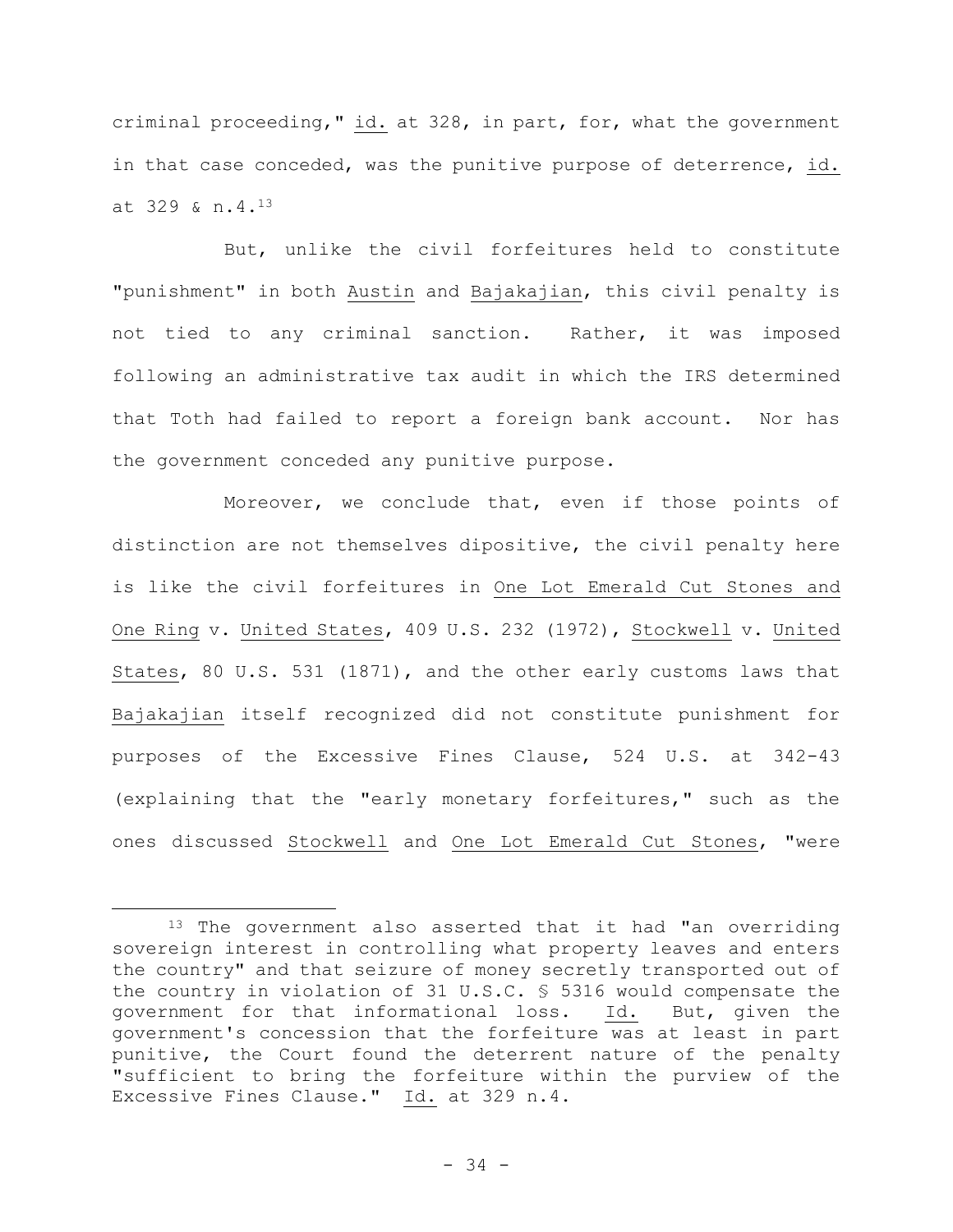criminal proceeding," id. at 328, in part, for, what the government in that case conceded, was the punitive purpose of deterrence, id. at 329 & n.4.[13]

But, unlike the civil forfeitures held to constitute "punishment" in both Austin and Bajakajian, this civil penalty is not tied to any criminal sanction. Rather, it was imposed following an administrative tax audit in which the IRS determined that Toth had failed to report a foreign bank account. Nor has the government conceded any punitive purpose.

Moreover, we conclude that, even if those points of distinction are not themselves dipositive, the civil penalty here is like the civil forfeitures in One Lot Emerald Cut Stones and One Ring v. United States, 409 U.S. 232 (1972), Stockwell v. United States, 80 U.S. 531 (1871), and the other early customs laws that Bajakajian itself recognized did not constitute punishment for purposes of the Excessive Fines Clause, 524 U.S. at 342-43 (explaining that the "early monetary forfeitures," such as the ones discussed Stockwell and One Lot Emerald Cut Stones, "were

---

[13] The government also asserted that it had "an overriding sovereign interest in controlling what property leaves and enters the country" and that seizure of money secretly transported out of the country in violation of 31 U.S.C. § 5316 would compensate the government for that informational loss. Id. But, given the government's concession that the forfeiture was at least in part punitive, the Court found the deterrent nature of the penalty "sufficient to bring the forfeiture within the purview of the Excessive Fines Clause." Id. at 329 n.4.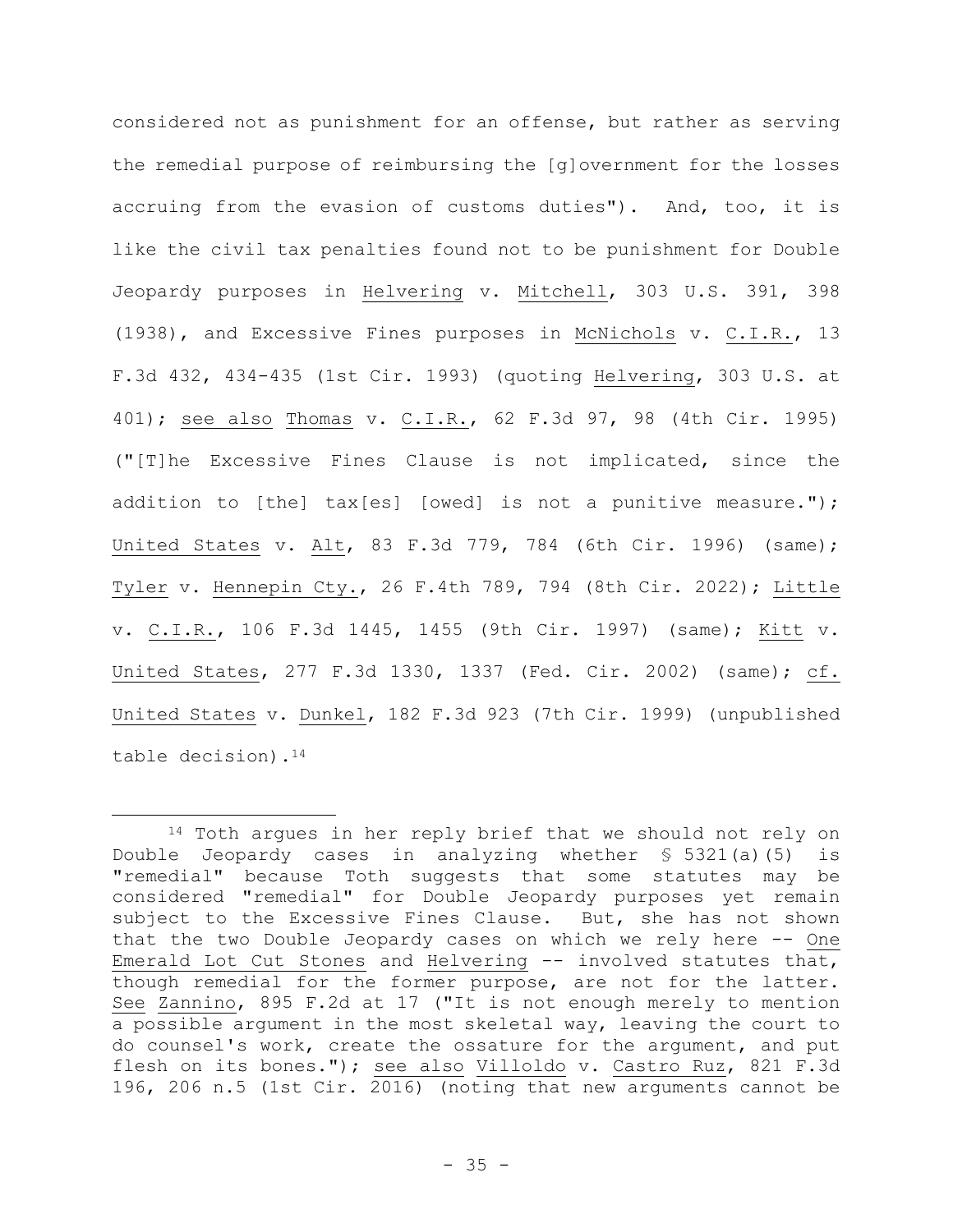considered not as punishment for an offense, but rather as serving the remedial purpose of reimbursing the [g]overnment for the losses accruing from the evasion of customs duties"). And, too, it is like the civil tax penalties found not to be punishment for Double Jeopardy purposes in Helvering v. Mitchell, 303 U.S. 391, 398 (1938), and Excessive Fines purposes in McNichols v. C.I.R., 13 F.3d 432, 434-435 (1st Cir. 1993) (quoting Helvering, 303 U.S. at 401); see also Thomas v. C.I.R., 62 F.3d 97, 98 (4th Cir. 1995) ("[T]he Excessive Fines Clause is not implicated, since the addition to [the] tax[es] [owed] is not a punitive measure."); United States v. Alt, 83 F.3d 779, 784 (6th Cir. 1996) (same); Tyler v. Hennepin Cty., 26 F.4th 789, 794 (8th Cir. 2022); Little v. C.I.R., 106 F.3d 1445, 1455 (9th Cir. 1997) (same); Kitt v. United States, 277 F.3d 1330, 1337 (Fed. Cir. 2002) (same); cf. United States v. Dunkel, 182 F.3d 923 (7th Cir. 1999) (unpublished table decision).[14]

---

[14] Toth argues in her reply brief that we should not rely on Double Jeopardy cases in analyzing whether § 5321(a)(5) is "remedial" because Toth suggests that some statutes may be considered "remedial" for Double Jeopardy purposes yet remain subject to the Excessive Fines Clause. But, she has not shown that the two Double Jeopardy cases on which we rely here -- One Emerald Lot Cut Stones and Helvering -- involved statutes that, though remedial for the former purpose, are not for the latter. See Zannino, 895 F.2d at 17 ("It is not enough merely to mention a possible argument in the most skeletal way, leaving the court to do counsel's work, create the ossature for the argument, and put flesh on its bones."); see also Villoldo v. Castro Ruz, 821 F.3d 196, 206 n.5 (1st Cir. 2016) (noting that new arguments cannot be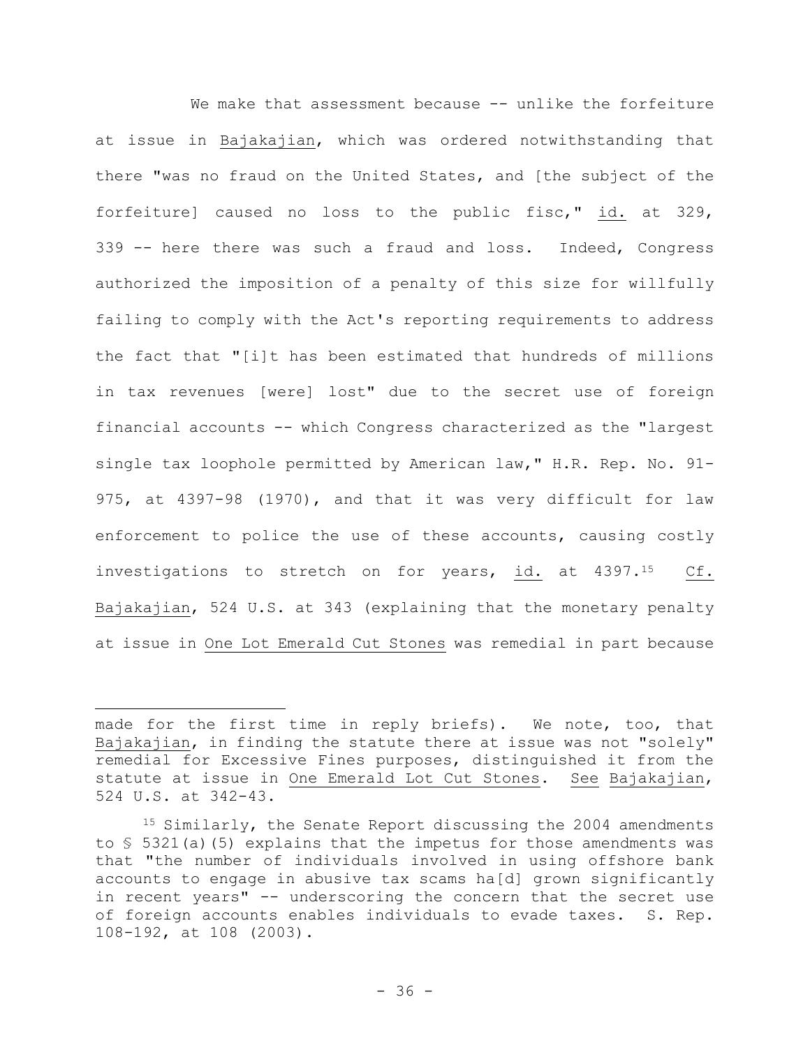We make that assessment because -- unlike the forfeiture at issue in Bajakajian, which was ordered notwithstanding that there "was no fraud on the United States, and [the subject of the forfeiture] caused no loss to the public fisc," id. at 329, 339 -- here there was such a fraud and loss. Indeed, Congress authorized the imposition of a penalty of this size for willfully failing to comply with the Act's reporting requirements to address the fact that "[i]t has been estimated that hundreds of millions in tax revenues [were] lost" due to the secret use of foreign financial accounts -- which Congress characterized as the "largest single tax loophole permitted by American law," H.R. Rep. No. 91-975, at 4397-98 (1970), and that it was very difficult for law enforcement to police the use of these accounts, causing costly investigations to stretch on for years, id. at 4397.[15] Cf. Bajakajian, 524 U.S. at 343 (explaining that the monetary penalty at issue in One Lot Emerald Cut Stones was remedial in part because

---

made for the first time in reply briefs). We note, too, that Bajakajian, in finding the statute there at issue was not "solely" remedial for Excessive Fines purposes, distinguished it from the statute at issue in One Emerald Lot Cut Stones. See Bajakajian, 524 U.S. at 342-43.

[15] Similarly, the Senate Report discussing the 2004 amendments to § 5321(a)(5) explains that the impetus for those amendments was that "the number of individuals involved in using offshore bank accounts to engage in abusive tax scams ha[d] grown significantly in recent years" -- underscoring the concern that the secret use of foreign accounts enables individuals to evade taxes. S. Rep. 108-192, at 108 (2003).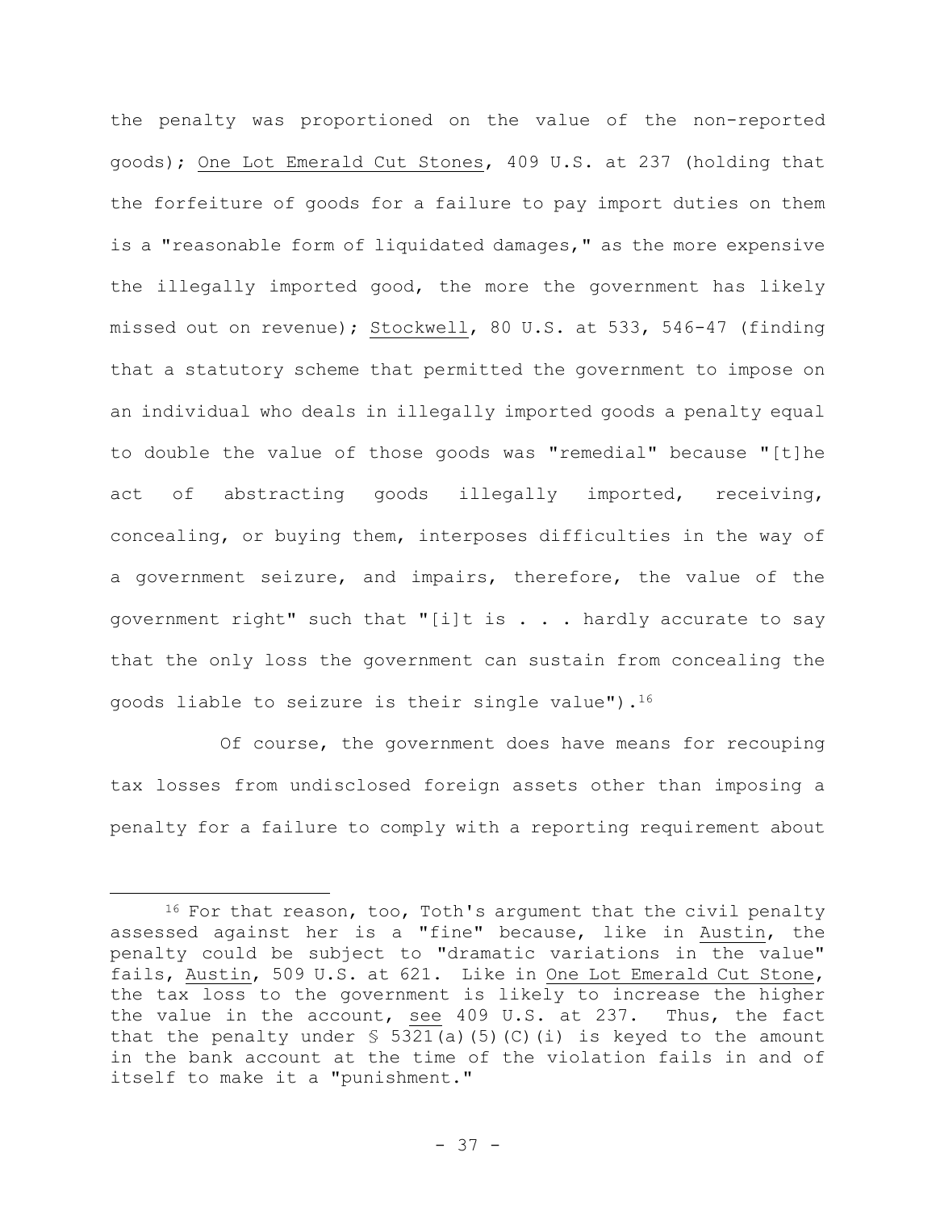the penalty was proportioned on the value of the non-reported goods); One Lot Emerald Cut Stones, 409 U.S. at 237 (holding that the forfeiture of goods for a failure to pay import duties on them is a "reasonable form of liquidated damages," as the more expensive the illegally imported good, the more the government has likely missed out on revenue); Stockwell, 80 U.S. at 533, 546-47 (finding that a statutory scheme that permitted the government to impose on an individual who deals in illegally imported goods a penalty equal to double the value of those goods was "remedial" because "[t]he act of abstracting goods illegally imported, receiving, concealing, or buying them, interposes difficulties in the way of a government seizure, and impairs, therefore, the value of the government right" such that "[i]t is . . . hardly accurate to say that the only loss the government can sustain from concealing the goods liable to seizure is their single value").[16]

Of course, the government does have means for recouping tax losses from undisclosed foreign assets other than imposing a penalty for a failure to comply with a reporting requirement about

---

[16] For that reason, too, Toth's argument that the civil penalty assessed against her is a "fine" because, like in Austin, the penalty could be subject to "dramatic variations in the value" fails, Austin, 509 U.S. at 621. Like in One Lot Emerald Cut Stone, the tax loss to the government is likely to increase the higher the value in the account, see 409 U.S. at 237. Thus, the fact that the penalty under § 5321(a)(5)(C)(i) is keyed to the amount in the bank account at the time of the violation fails in and of itself to make it a "punishment."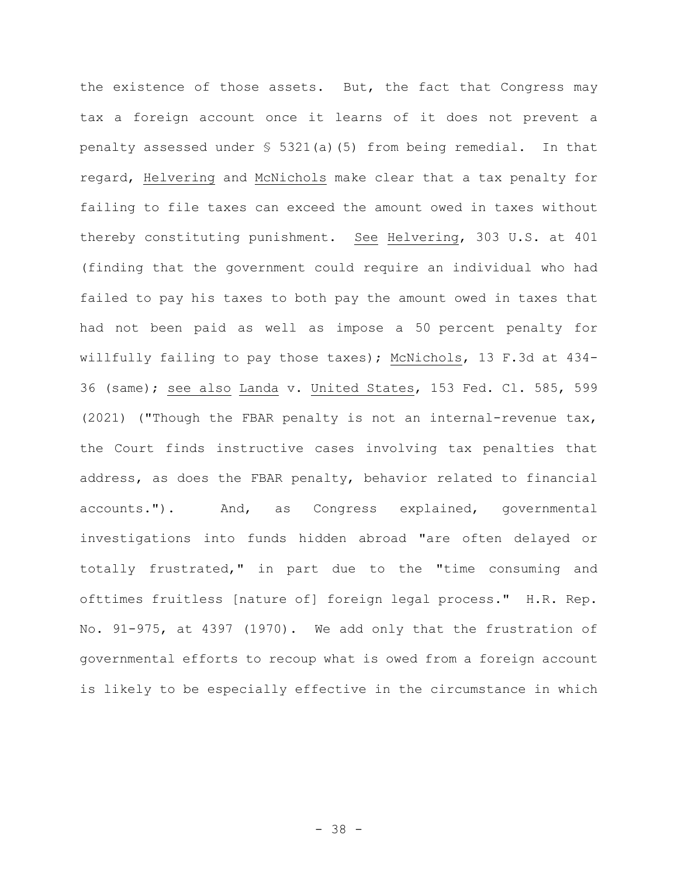the existence of those assets. But, the fact that Congress may tax a foreign account once it learns of it does not prevent a penalty assessed under § 5321(a)(5) from being remedial. In that regard, Helvering and McNichols make clear that a tax penalty for failing to file taxes can exceed the amount owed in taxes without thereby constituting punishment. See Helvering, 303 U.S. at 401 (finding that the government could require an individual who had failed to pay his taxes to both pay the amount owed in taxes that had not been paid as well as impose a 50 percent penalty for willfully failing to pay those taxes); McNichols, 13 F.3d at 434-36 (same); see also Landa v. United States, 153 Fed. Cl. 585, 599 (2021) ("Though the FBAR penalty is not an internal-revenue tax, the Court finds instructive cases involving tax penalties that address, as does the FBAR penalty, behavior related to financial accounts."). And, as Congress explained, governmental investigations into funds hidden abroad "are often delayed or totally frustrated," in part due to the "time consuming and ofttimes fruitless [nature of] foreign legal process." H.R. Rep. No. 91-975, at 4397 (1970). We add only that the frustration of governmental efforts to recoup what is owed from a foreign account is likely to be especially effective in the circumstance in which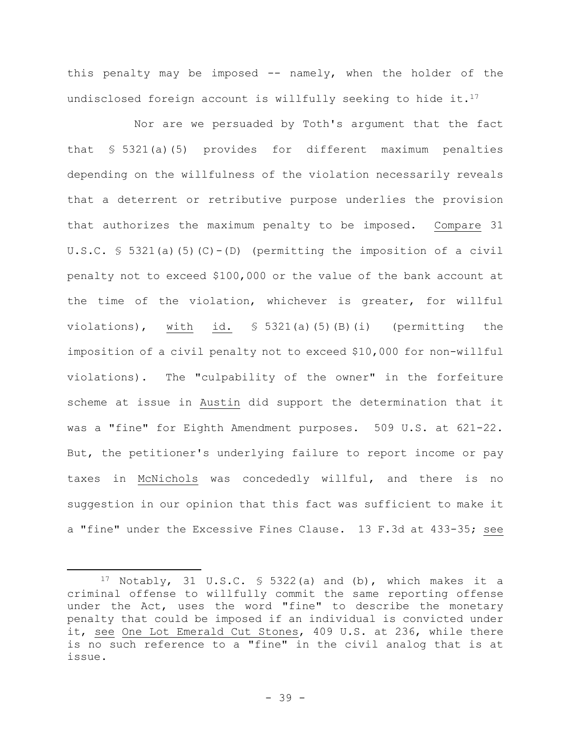this penalty may be imposed -- namely, when the holder of the undisclosed foreign account is willfully seeking to hide it.[17]

Nor are we persuaded by Toth's argument that the fact that § 5321(a)(5) provides for different maximum penalties depending on the willfulness of the violation necessarily reveals that a deterrent or retributive purpose underlies the provision that authorizes the maximum penalty to be imposed. Compare 31 U.S.C. § 5321(a)(5)(C)-(D) (permitting the imposition of a civil penalty not to exceed $100,000 or the value of the bank account at the time of the violation, whichever is greater, for willful violations), with id. § 5321(a)(5)(B)(i) (permitting the imposition of a civil penalty not to exceed $10,000 for non-willful violations). The "culpability of the owner" in the forfeiture scheme at issue in Austin did support the determination that it was a "fine" for Eighth Amendment purposes. 509 U.S. at 621-22. But, the petitioner's underlying failure to report income or pay taxes in McNichols was concededly willful, and there is no suggestion in our opinion that this fact was sufficient to make it a "fine" under the Excessive Fines Clause. 13 F.3d at 433-35; see

[17] Notably, 31 U.S.C. § 5322(a) and (b), which makes it a criminal offense to willfully commit the same reporting offense under the Act, uses the word "fine" to describe the monetary penalty that could be imposed if an individual is convicted under it, see One Lot Emerald Cut Stones, 409 U.S. at 236, while there is no such reference to a "fine" in the civil analog that is at issue.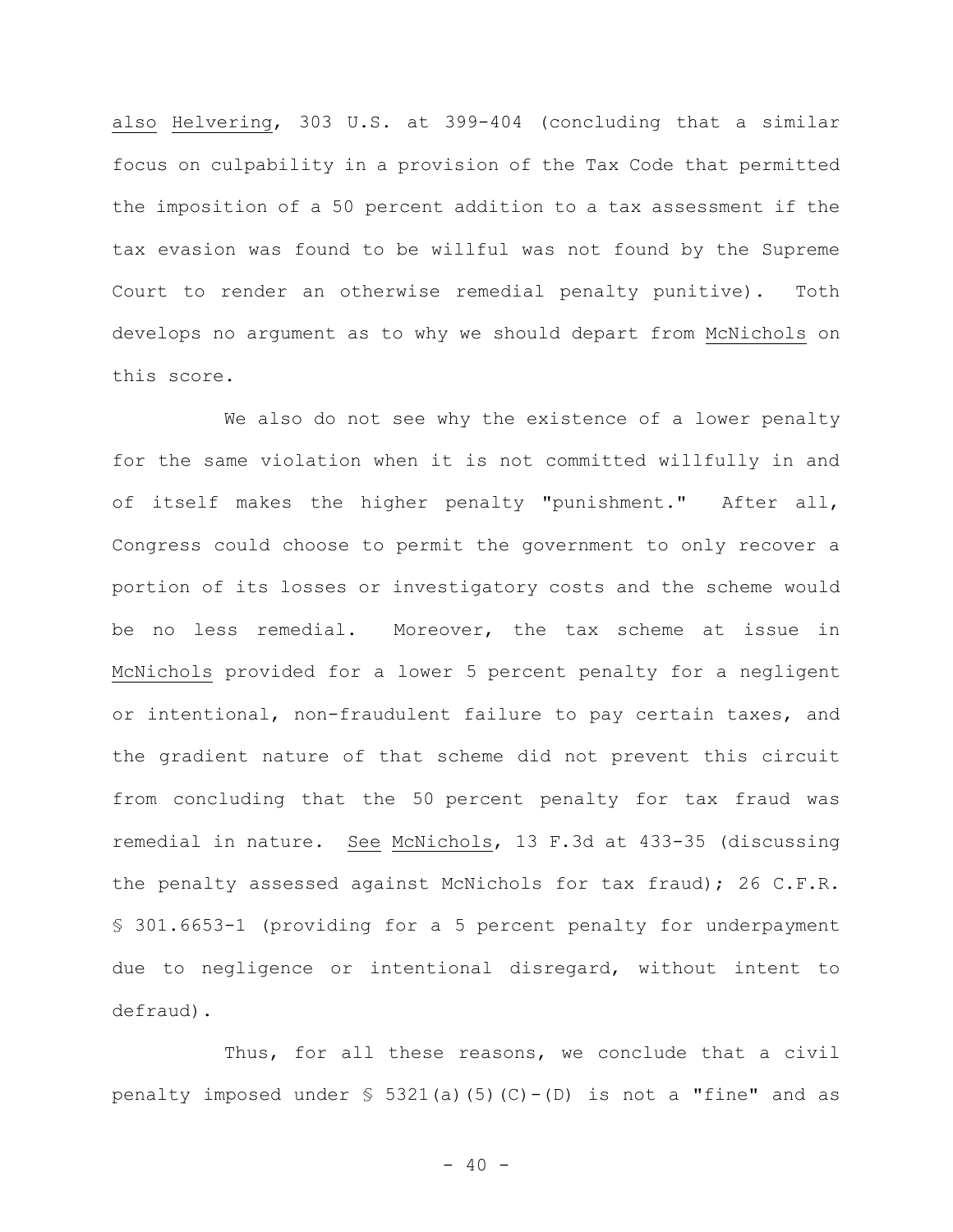also Helvering, 303 U.S. at 399-404 (concluding that a similar focus on culpability in a provision of the Tax Code that permitted the imposition of a 50 percent addition to a tax assessment if the tax evasion was found to be willful was not found by the Supreme Court to render an otherwise remedial penalty punitive). Toth develops no argument as to why we should depart from McNichols on this score.

We also do not see why the existence of a lower penalty for the same violation when it is not committed willfully in and of itself makes the higher penalty "punishment." After all, Congress could choose to permit the government to only recover a portion of its losses or investigatory costs and the scheme would be no less remedial. Moreover, the tax scheme at issue in McNichols provided for a lower 5 percent penalty for a negligent or intentional, non-fraudulent failure to pay certain taxes, and the gradient nature of that scheme did not prevent this circuit from concluding that the 50 percent penalty for tax fraud was remedial in nature. See McNichols, 13 F.3d at 433-35 (discussing the penalty assessed against McNichols for tax fraud); 26 C.F.R. § 301.6653-1 (providing for a 5 percent penalty for underpayment due to negligence or intentional disregard, without intent to defraud).

Thus, for all these reasons, we conclude that a civil penalty imposed under § 5321(a)(5)(C)-(D) is not a "fine" and as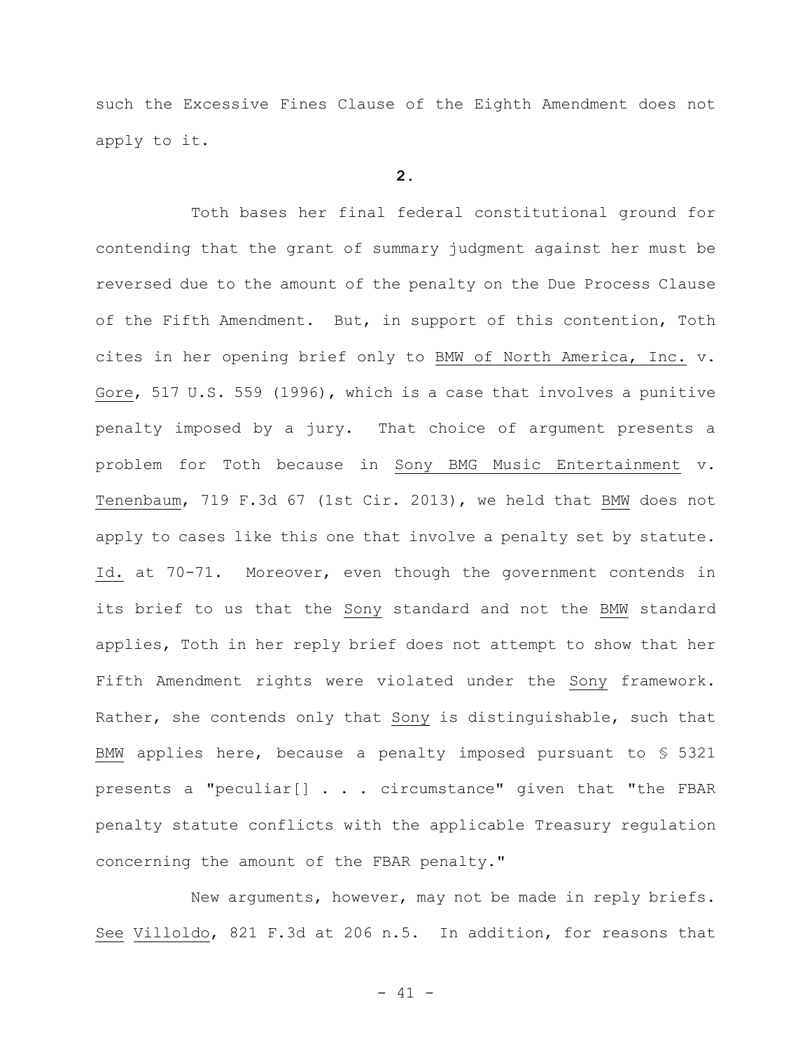such the Excessive Fines Clause of the Eighth Amendment does not apply to it.

**2.**

Toth bases her final federal constitutional ground for contending that the grant of summary judgment against her must be reversed due to the amount of the penalty on the Due Process Clause of the Fifth Amendment. But, in support of this contention, Toth cites in her opening brief only to BMW of North America, Inc. v. Gore, 517 U.S. 559 (1996), which is a case that involves a punitive penalty imposed by a jury. That choice of argument presents a problem for Toth because in Sony BMG Music Entertainment v. Tenenbaum, 719 F.3d 67 (1st Cir. 2013), we held that BMW does not apply to cases like this one that involve a penalty set by statute. Id. at 70-71. Moreover, even though the government contends in its brief to us that the Sony standard and not the BMW standard applies, Toth in her reply brief does not attempt to show that her Fifth Amendment rights were violated under the Sony framework. Rather, she contends only that Sony is distinguishable, such that BMW applies here, because a penalty imposed pursuant to § 5321 presents a "peculiar[] . . . circumstance" given that "the FBAR penalty statute conflicts with the applicable Treasury regulation concerning the amount of the FBAR penalty."

New arguments, however, may not be made in reply briefs. See Villoldo, 821 F.3d at 206 n.5. In addition, for reasons that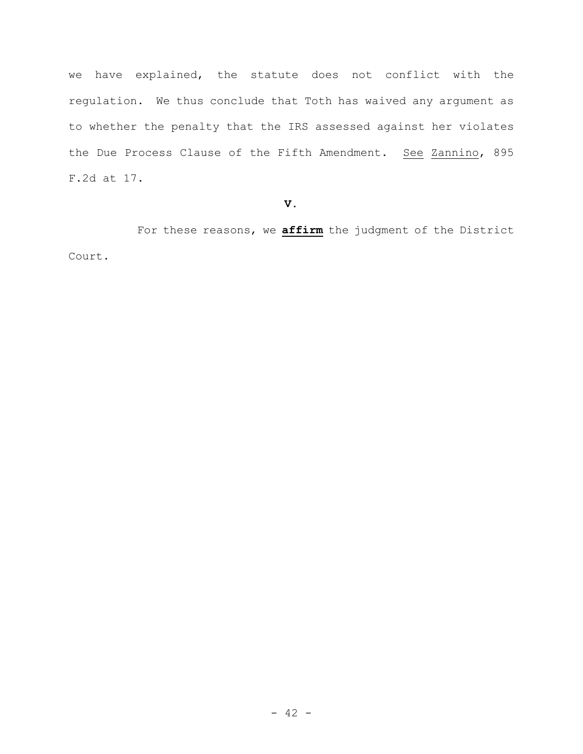we have explained, the statute does not conflict with the regulation. We thus conclude that Toth has waived any argument as to whether the penalty that the IRS assessed against her violates the Due Process Clause of the Fifth Amendment. See Zannino, 895 F.2d at 17.

**V.**

For these reasons, we **affirm** the judgment of the District Court.